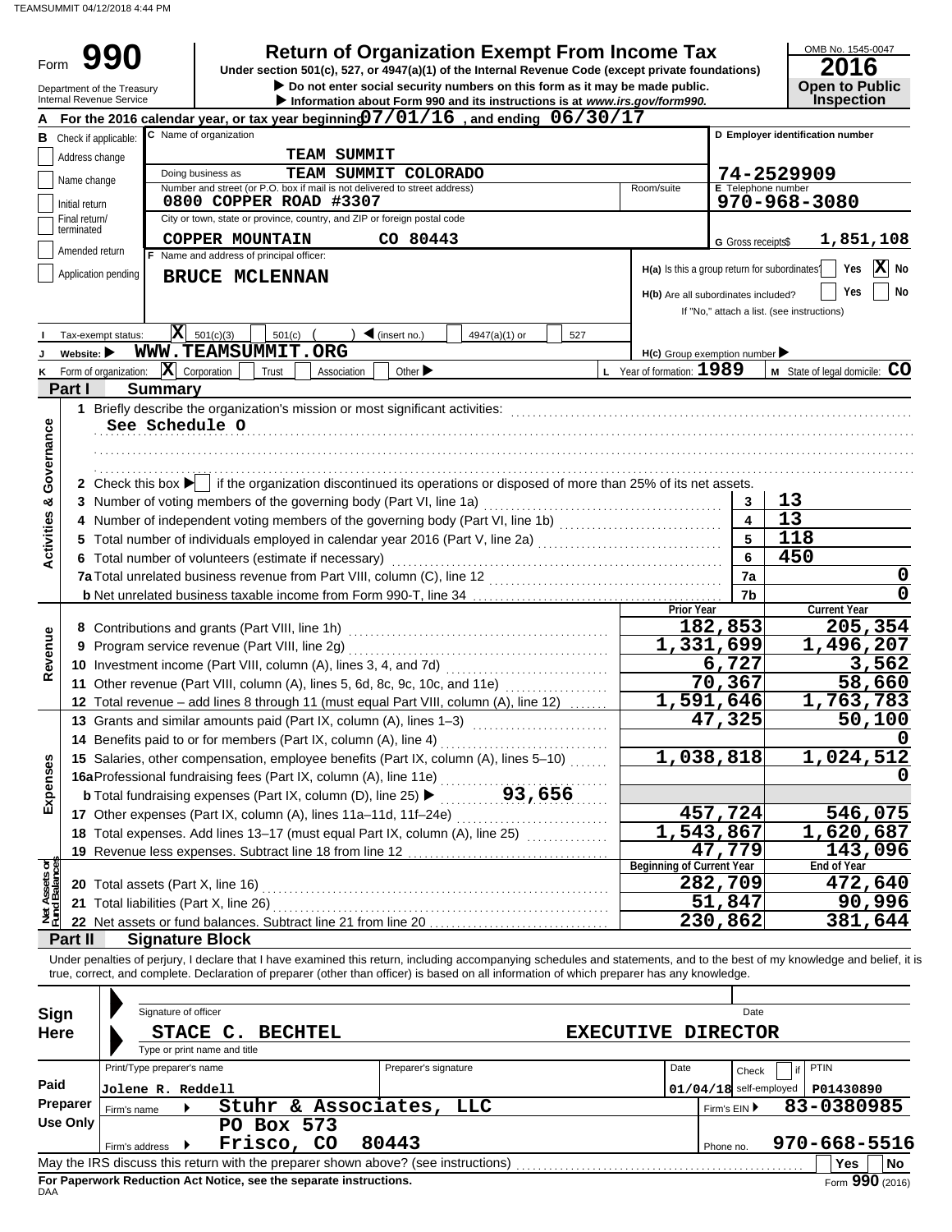TEAMSUMMIT 04/12/2018 4:44 PM

# Form 990

## Return of Organization Exempt From Income Tax

Under section 501(c), 527, or 4947(a)(1) of the Internal Revenue Code (except private foundations)

▶ Do not enter social security numbers on this form as it may be made public.

▶ Information about Form 990 and its instructions is at www.irs.gov/form990.

Department of the Treasury
Internal Revenue Service

OMB No. 1545-0047

**2016**

**Open to Public Inspection**

**A** For the 2016 calendar year, or tax year beginning 07/01/16, and ending 06/30/17

**B** Check if applicable:
- Address change
- Name change
- Initial return
- Final return/terminated
- Amended return
- Application pending

**C** Name of organization: TEAM SUMMIT

Doing business as: TEAM SUMMIT COLORADO

Number and street (or P.O. box if mail is not delivered to street address): 0800 COPPER ROAD #3307 — Room/suite:

City or town, state or province, country, and ZIP or foreign postal code: COPPER MOUNTAIN CO 80443

**D** Employer identification number: 74-2529909

**E** Telephone number: 970-968-3080

**G** Gross receipts $ 1,851,108

**F** Name and address of principal officer: BRUCE MCLENNAN

**H(a)** Is this a group return for subordinates? Yes [ ] No [X]

**H(b)** Are all subordinates included? Yes [ ] No [ ]
If "No," attach a list. (see instructions)

**I** Tax-exempt status: [X] 501(c)(3) [ ] 501(c) ( ) ◀ (insert no.) [ ] 4947(a)(1) or [ ] 527

**J** Website: ▶ WWW.TEAMSUMMIT.ORG

**H(c)** Group exemption number ▶

**K** Form of organization: [X] Corporation [ ] Trust [ ] Association [ ] Other ▶

**L** Year of formation: 1989

**M** State of legal domicile: CO

### Part I Summary

**Activities & Governance**

1 Briefly describe the organization's mission or most significant activities:
See Schedule O

2 Check this box ▶ [ ] if the organization discontinued its operations or disposed of more than 25% of its net assets.

| | | | |
|---|---|---|---|
| 3 | Number of voting members of the governing body (Part VI, line 1a) | 3 | 13 |
| 4 | Number of independent voting members of the governing body (Part VI, line 1b) | 4 | 13 |
| 5 | Total number of individuals employed in calendar year 2016 (Part V, line 2a) | 5 | 118 |
| 6 | Total number of volunteers (estimate if necessary) | 6 | 450 |
| 7a | Total unrelated business revenue from Part VIII, column (C), line 12 | 7a | 0 |
| b | Net unrelated business taxable income from Form 990-T, line 34 | 7b | 0 |

| | | Prior Year | Current Year |
|---|---|---|---|
| **Revenue** | | | |
| 8 | Contributions and grants (Part VIII, line 1h) | 182,853 | 205,354 |
| 9 | Program service revenue (Part VIII, line 2g) | 1,331,699 | 1,496,207 |
| 10 | Investment income (Part VIII, column (A), lines 3, 4, and 7d) | 6,727 | 3,562 |
| 11 | Other revenue (Part VIII, column (A), lines 5, 6d, 8c, 9c, 10c, and 11e) | 70,367 | 58,660 |
| 12 | Total revenue – add lines 8 through 11 (must equal Part VIII, column (A), line 12) | 1,591,646 | 1,763,783 |
| **Expenses** | | | |
| 13 | Grants and similar amounts paid (Part IX, column (A), lines 1–3) | 47,325 | 50,100 |
| 14 | Benefits paid to or for members (Part IX, column (A), line 4) | | 0 |
| 15 | Salaries, other compensation, employee benefits (Part IX, column (A), lines 5–10) | 1,038,818 | 1,024,512 |
| 16a | Professional fundraising fees (Part IX, column (A), line 11e) | | 0 |
| b | Total fundraising expenses (Part IX, column (D), line 25) ▶ 93,656 | | |
| 17 | Other expenses (Part IX, column (A), lines 11a–11d, 11f–24e) | 457,724 | 546,075 |
| 18 | Total expenses. Add lines 13–17 (must equal Part IX, column (A), line 25) | 1,543,867 | 1,620,687 |
| 19 | Revenue less expenses. Subtract line 18 from line 12 | 47,779 | 143,096 |

| **Net Assets or Fund Balances** | | Beginning of Current Year | End of Year |
|---|---|---|---|
| 20 | Total assets (Part X, line 16) | 282,709 | 472,640 |
| 21 | Total liabilities (Part X, line 26) | 51,847 | 90,996 |
| 22 | Net assets or fund balances. Subtract line 21 from line 20 | 230,862 | 381,644 |

### Part II Signature Block

Under penalties of perjury, I declare that I have examined this return, including accompanying schedules and statements, and to the best of my knowledge and belief, it is true, correct, and complete. Declaration of preparer (other than officer) is based on all information of which preparer has any knowledge.

**Sign Here**

Signature of officer — Date

STACE C. BECHTEL — EXECUTIVE DIRECTOR

Type or print name and title

**Paid Preparer Use Only**

| Print/Type preparer's name | Preparer's signature | Date | Check [ ] if self-employed | PTIN |
|---|---|---|---|---|
| Jolene R. Reddell | | 01/04/18 | | P01430890 |

Firm's name ▶ Stuhr & Associates, LLC — Firm's EIN ▶ 83-0380985

Firm's address ▶ PO Box 573, Frisco, CO 80443 — Phone no. 970-668-5516

May the IRS discuss this return with the preparer shown above? (see instructions) [ ] Yes [ ] No

**For Paperwork Reduction Act Notice, see the separate instructions.**

DAA — Form 990 (2016)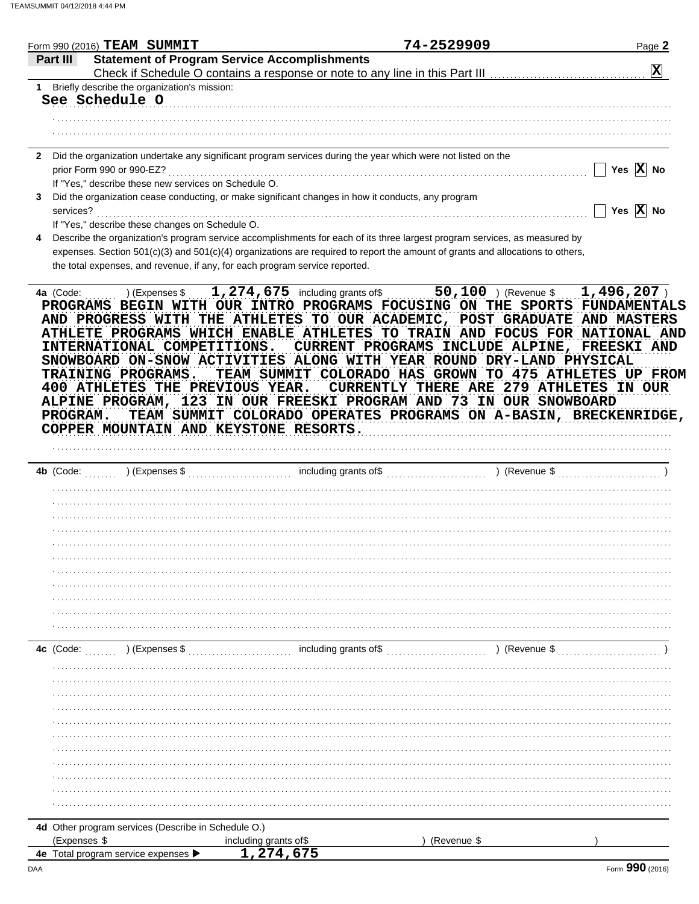Form 990 (2016) **TEAM SUMMIT** 74-2529909 Page **2**

## Part III Statement of Program Service Accomplishments

Check if Schedule O contains a response or note to any line in this Part III ..................... [X]

**1** Briefly describe the organization's mission:

See Schedule O

**2** Did the organization undertake any significant program services during the year which were not listed on the prior Form 990 or 990-EZ? ..................... [ ] Yes [X] No

If "Yes," describe these new services on Schedule O.

**3** Did the organization cease conducting, or make significant changes in how it conducts, any program services? ..................... [ ] Yes [X] No

If "Yes," describe these changes on Schedule O.

**4** Describe the organization's program service accomplishments for each of its three largest program services, as measured by expenses. Section 501(c)(3) and 501(c)(4) organizations are required to report the amount of grants and allocations to others, the total expenses, and revenue, if any, for each program service reported.

**4a** (Code: ) (Expenses $ 1,274,675 including grants of$ 50,100 ) (Revenue $ 1,496,207 )

PROGRAMS BEGIN WITH OUR INTRO PROGRAMS FOCUSING ON THE SPORTS FUNDAMENTALS AND PROGRESS WITH THE ATHLETES TO OUR ACADEMIC, POST GRADUATE AND MASTERS ATHLETE PROGRAMS WHICH ENABLE ATHLETES TO TRAIN AND FOCUS FOR NATIONAL AND INTERNATIONAL COMPETITIONS. CURRENT PROGRAMS INCLUDE ALPINE, FREESKI AND SNOWBOARD ON-SNOW ACTIVITIES ALONG WITH YEAR ROUND DRY-LAND PHYSICAL TRAINING PROGRAMS. TEAM SUMMIT COLORADO HAS GROWN TO 475 ATHLETES UP FROM 400 ATHLETES THE PREVIOUS YEAR. CURRENTLY THERE ARE 279 ATHLETES IN OUR ALPINE PROGRAM, 123 IN OUR FREESKI PROGRAM AND 73 IN OUR SNOWBOARD PROGRAM. TEAM SUMMIT COLORADO OPERATES PROGRAMS ON A-BASIN, BRECKENRIDGE, COPPER MOUNTAIN AND KEYSTONE RESORTS.

**4b** (Code: ) (Expenses $ including grants of$ ) (Revenue $ )

**4c** (Code: ) (Expenses $ including grants of$ ) (Revenue $ )

**4d** Other program services (Describe in Schedule O.)

(Expenses $ including grants of$ ) (Revenue $ )

**4e** Total program service expenses ▶ 1,274,675

DAA Form **990** (2016)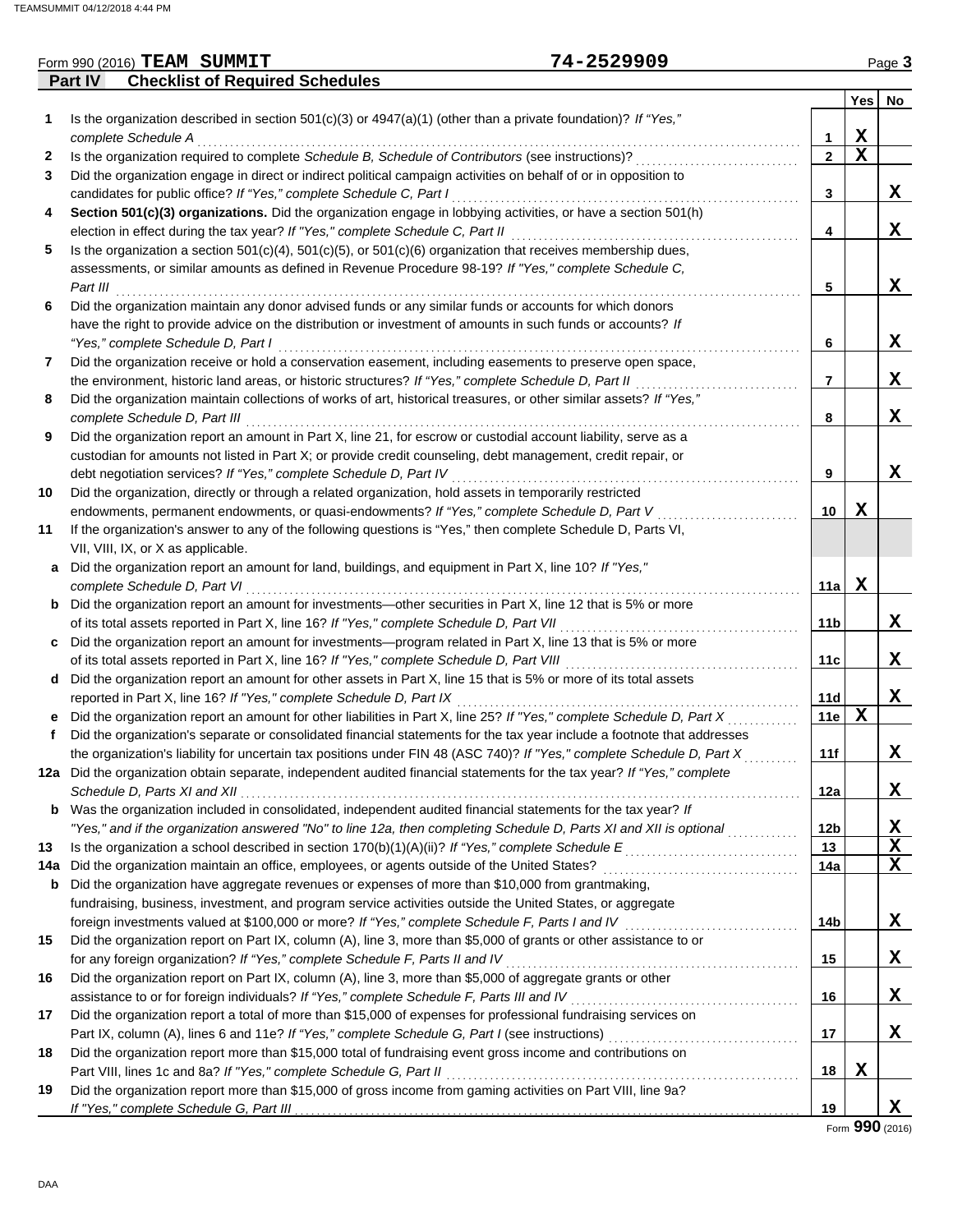Form 990 (2016) **TEAM SUMMIT** **74-2529909**

## Part IV Checklist of Required Schedules

| | | | Yes | No |
|---|---|---|---|---|
| **1** | Is the organization described in section 501(c)(3) or 4947(a)(1) (other than a private foundation)? *If "Yes," complete Schedule A* | 1 | X | |
| **2** | Is the organization required to complete *Schedule B, Schedule of Contributors* (see instructions)? | 2 | X | |
| **3** | Did the organization engage in direct or indirect political campaign activities on behalf of or in opposition to candidates for public office? *If "Yes," complete Schedule C, Part I* | 3 | | X |
| **4** | **Section 501(c)(3) organizations.** Did the organization engage in lobbying activities, or have a section 501(h) election in effect during the tax year? *If "Yes," complete Schedule C, Part II* | 4 | | X |
| **5** | Is the organization a section 501(c)(4), 501(c)(5), or 501(c)(6) organization that receives membership dues, assessments, or similar amounts as defined in Revenue Procedure 98-19? *If "Yes," complete Schedule C, Part III* | 5 | | X |
| **6** | Did the organization maintain any donor advised funds or any similar funds or accounts for which donors have the right to provide advice on the distribution or investment of amounts in such funds or accounts? *If "Yes," complete Schedule D, Part I* | 6 | | X |
| **7** | Did the organization receive or hold a conservation easement, including easements to preserve open space, the environment, historic land areas, or historic structures? *If "Yes," complete Schedule D, Part II* | 7 | | X |
| **8** | Did the organization maintain collections of works of art, historical treasures, or other similar assets? *If "Yes," complete Schedule D, Part III* | 8 | | X |
| **9** | Did the organization report an amount in Part X, line 21, for escrow or custodial account liability, serve as a custodian for amounts not listed in Part X; or provide credit counseling, debt management, credit repair, or debt negotiation services? *If "Yes," complete Schedule D, Part IV* | 9 | | X |
| **10** | Did the organization, directly or through a related organization, hold assets in temporarily restricted endowments, permanent endowments, or quasi-endowments? *If "Yes," complete Schedule D, Part V* | 10 | X | |
| **11** | If the organization's answer to any of the following questions is "Yes," then complete Schedule D, Parts VI, VII, VIII, IX, or X as applicable. | | | |
| **a** | Did the organization report an amount for land, buildings, and equipment in Part X, line 10? *If "Yes," complete Schedule D, Part VI* | 11a | X | |
| **b** | Did the organization report an amount for investments—other securities in Part X, line 12 that is 5% or more of its total assets reported in Part X, line 16? *If "Yes," complete Schedule D, Part VII* | 11b | | X |
| **c** | Did the organization report an amount for investments—program related in Part X, line 13 that is 5% or more of its total assets reported in Part X, line 16? *If "Yes," complete Schedule D, Part VIII* | 11c | | X |
| **d** | Did the organization report an amount for other assets in Part X, line 15 that is 5% or more of its total assets reported in Part X, line 16? *If "Yes," complete Schedule D, Part IX* | 11d | | X |
| **e** | Did the organization report an amount for other liabilities in Part X, line 25? *If "Yes," complete Schedule D, Part X* | 11e | X | |
| **f** | Did the organization's separate or consolidated financial statements for the tax year include a footnote that addresses the organization's liability for uncertain tax positions under FIN 48 (ASC 740)? *If "Yes," complete Schedule D, Part X* | 11f | | X |
| **12a** | Did the organization obtain separate, independent audited financial statements for the tax year? *If "Yes," complete Schedule D, Parts XI and XII* | 12a | | X |
| **b** | Was the organization included in consolidated, independent audited financial statements for the tax year? *If "Yes," and if the organization answered "No" to line 12a, then completing Schedule D, Parts XI and XII is optional* | 12b | | X |
| **13** | Is the organization a school described in section 170(b)(1)(A)(ii)? *If "Yes," complete Schedule E* | 13 | | X |
| **14a** | Did the organization maintain an office, employees, or agents outside of the United States? | 14a | | X |
| **b** | Did the organization have aggregate revenues or expenses of more than $10,000 from grantmaking, fundraising, business, investment, and program service activities outside the United States, or aggregate foreign investments valued at $100,000 or more? *If "Yes," complete Schedule F, Parts I and IV* | 14b | | X |
| **15** | Did the organization report on Part IX, column (A), line 3, more than $5,000 of grants or other assistance to or for any foreign organization? *If "Yes," complete Schedule F, Parts II and IV* | 15 | | X |
| **16** | Did the organization report on Part IX, column (A), line 3, more than $5,000 of aggregate grants or other assistance to or for foreign individuals? *If "Yes," complete Schedule F, Parts III and IV* | 16 | | X |
| **17** | Did the organization report a total of more than $15,000 of expenses for professional fundraising services on Part IX, column (A), lines 6 and 11e? *If "Yes," complete Schedule G, Part I* (see instructions) | 17 | | X |
| **18** | Did the organization report more than $15,000 total of fundraising event gross income and contributions on Part VIII, lines 1c and 8a? *If "Yes," complete Schedule G, Part II* | 18 | X | |
| **19** | Did the organization report more than $15,000 of gross income from gaming activities on Part VIII, line 9a? *If "Yes," complete Schedule G, Part III* | 19 | | X |

Form **990** (2016)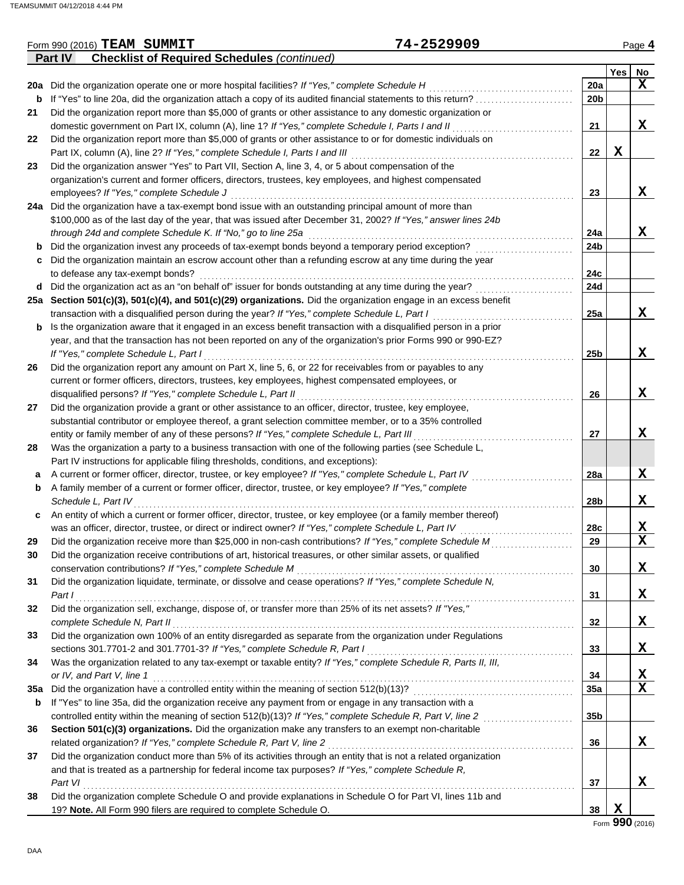Form 990 (2016) **TEAM SUMMIT** **74-2529909** Page **4**

**Part IV Checklist of Required Schedules** *(continued)*

| | | | Yes | No |
|---|---|---|---|---|
| **20a** | Did the organization operate one or more hospital facilities? *If "Yes," complete Schedule H* | 20a | | X |
| **b** | If "Yes" to line 20a, did the organization attach a copy of its audited financial statements to this return? | 20b | | |
| **21** | Did the organization report more than $5,000 of grants or other assistance to any domestic organization or domestic government on Part IX, column (A), line 1? *If "Yes," complete Schedule I, Parts I and II* | 21 | | X |
| **22** | Did the organization report more than $5,000 of grants or other assistance to or for domestic individuals on Part IX, column (A), line 2? *If "Yes," complete Schedule I, Parts I and III* | 22 | X | |
| **23** | Did the organization answer "Yes" to Part VII, Section A, line 3, 4, or 5 about compensation of the organization's current and former officers, directors, trustees, key employees, and highest compensated employees? *If "Yes," complete Schedule J* | 23 | | X |
| **24a** | Did the organization have a tax-exempt bond issue with an outstanding principal amount of more than $100,000 as of the last day of the year, that was issued after December 31, 2002? *If "Yes," answer lines 24b through 24d and complete Schedule K. If "No," go to line 25a* | 24a | | X |
| **b** | Did the organization invest any proceeds of tax-exempt bonds beyond a temporary period exception? | 24b | | |
| **c** | Did the organization maintain an escrow account other than a refunding escrow at any time during the year to defease any tax-exempt bonds? | 24c | | |
| **d** | Did the organization act as an "on behalf of" issuer for bonds outstanding at any time during the year? | 24d | | |
| **25a** | **Section 501(c)(3), 501(c)(4), and 501(c)(29) organizations.** Did the organization engage in an excess benefit transaction with a disqualified person during the year? *If "Yes," complete Schedule L, Part I* | 25a | | X |
| **b** | Is the organization aware that it engaged in an excess benefit transaction with a disqualified person in a prior year, and that the transaction has not been reported on any of the organization's prior Forms 990 or 990-EZ? *If "Yes," complete Schedule L, Part I* | 25b | | X |
| **26** | Did the organization report any amount on Part X, line 5, 6, or 22 for receivables from or payables to any current or former officers, directors, trustees, key employees, highest compensated employees, or disqualified persons? *If "Yes," complete Schedule L, Part II* | 26 | | X |
| **27** | Did the organization provide a grant or other assistance to an officer, director, trustee, key employee, substantial contributor or employee thereof, a grant selection committee member, or to a 35% controlled entity or family member of any of these persons? *If "Yes," complete Schedule L, Part III* | 27 | | X |
| **28** | Was the organization a party to a business transaction with one of the following parties (see Schedule L, Part IV instructions for applicable filing thresholds, conditions, and exceptions): | | | |
| **a** | A current or former officer, director, trustee, or key employee? *If "Yes," complete Schedule L, Part IV* | 28a | | X |
| **b** | A family member of a current or former officer, director, trustee, or key employee? *If "Yes," complete Schedule L, Part IV* | 28b | | X |
| **c** | An entity of which a current or former officer, director, trustee, or key employee (or a family member thereof) was an officer, director, trustee, or direct or indirect owner? *If "Yes," complete Schedule L, Part IV* | 28c | | X |
| **29** | Did the organization receive more than $25,000 in non-cash contributions? *If "Yes," complete Schedule M* | 29 | | X |
| **30** | Did the organization receive contributions of art, historical treasures, or other similar assets, or qualified conservation contributions? *If "Yes," complete Schedule M* | 30 | | X |
| **31** | Did the organization liquidate, terminate, or dissolve and cease operations? *If "Yes," complete Schedule N, Part I* | 31 | | X |
| **32** | Did the organization sell, exchange, dispose of, or transfer more than 25% of its net assets? *If "Yes," complete Schedule N, Part II* | 32 | | X |
| **33** | Did the organization own 100% of an entity disregarded as separate from the organization under Regulations sections 301.7701-2 and 301.7701-3? *If "Yes," complete Schedule R, Part I* | 33 | | X |
| **34** | Was the organization related to any tax-exempt or taxable entity? *If "Yes," complete Schedule R, Parts II, III, or IV, and Part V, line 1* | 34 | | X |
| **35a** | Did the organization have a controlled entity within the meaning of section 512(b)(13)? | 35a | | X |
| **b** | If "Yes" to line 35a, did the organization receive any payment from or engage in any transaction with a controlled entity within the meaning of section 512(b)(13)? *If "Yes," complete Schedule R, Part V, line 2* | 35b | | |
| **36** | **Section 501(c)(3) organizations.** Did the organization make any transfers to an exempt non-charitable related organization? *If "Yes," complete Schedule R, Part V, line 2* | 36 | | X |
| **37** | Did the organization conduct more than 5% of its activities through an entity that is not a related organization and that is treated as a partnership for federal income tax purposes? *If "Yes," complete Schedule R, Part VI* | 37 | | X |
| **38** | Did the organization complete Schedule O and provide explanations in Schedule O for Part VI, lines 11b and 19? **Note.** All Form 990 filers are required to complete Schedule O. | 38 | X | |

Form **990** (2016)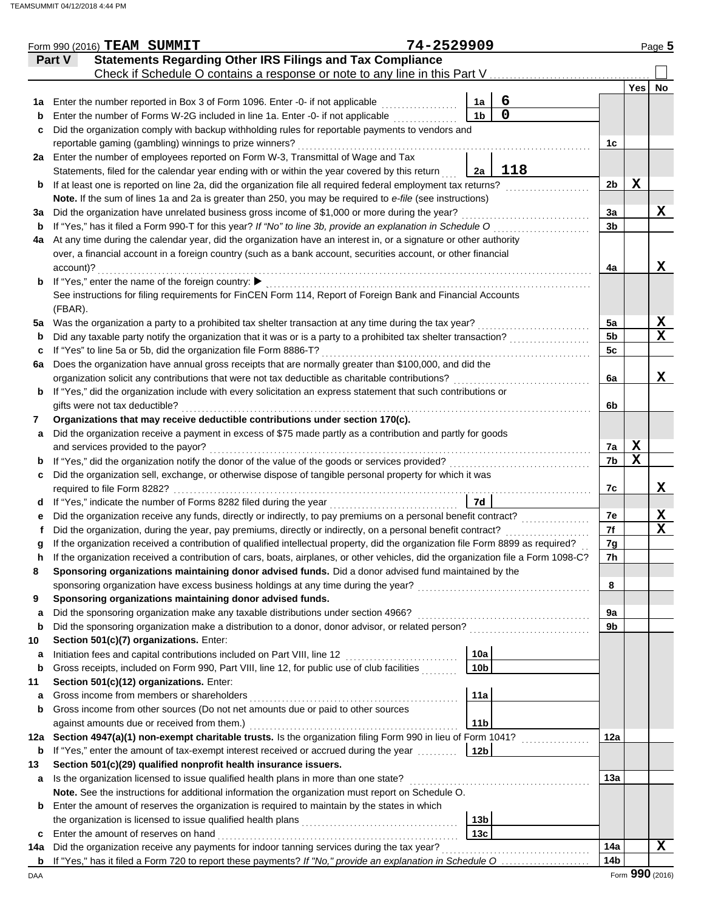Form 990 (2016) **TEAM SUMMIT** 74-2529909 Page **5**

## Part V Statements Regarding Other IRS Filings and Tax Compliance

Check if Schedule O contains a response or note to any line in this Part V ☐

| | | | | | Yes | No |
|---|---|---|---|---|---|---|
| **1a** | Enter the number reported in Box 3 of Form 1096. Enter -0- if not applicable | 1a | 6 | | | |
| **b** | Enter the number of Forms W-2G included in line 1a. Enter -0- if not applicable | 1b | 0 | | | |
| **c** | Did the organization comply with backup withholding rules for reportable payments to vendors and reportable gaming (gambling) winnings to prize winners? | | | 1c | | |
| **2a** | Enter the number of employees reported on Form W-3, Transmittal of Wage and Tax Statements, filed for the calendar year ending with or within the year covered by this return | 2a | 118 | | | |
| **b** | If at least one is reported on line 2a, did the organization file all required federal employment tax returns? | | | 2b | X | |
| | **Note.** If the sum of lines 1a and 2a is greater than 250, you may be required to *e-file* (see instructions) | | | | | |
| **3a** | Did the organization have unrelated business gross income of $1,000 or more during the year? | | | 3a | | X |
| **b** | If "Yes," has it filed a Form 990-T for this year? *If "No" to line 3b, provide an explanation in Schedule O* | | | 3b | | |
| **4a** | At any time during the calendar year, did the organization have an interest in, or a signature or other authority over, a financial account in a foreign country (such as a bank account, securities account, or other financial account)? | | | 4a | | X |
| **b** | If "Yes," enter the name of the foreign country: ▶ | | | | | |
| | See instructions for filing requirements for FinCEN Form 114, Report of Foreign Bank and Financial Accounts (FBAR). | | | | | |
| **5a** | Was the organization a party to a prohibited tax shelter transaction at any time during the tax year? | | | 5a | | X |
| **b** | Did any taxable party notify the organization that it was or is a party to a prohibited tax shelter transaction? | | | 5b | | X |
| **c** | If "Yes" to line 5a or 5b, did the organization file Form 8886-T? | | | 5c | | |
| **6a** | Does the organization have annual gross receipts that are normally greater than $100,000, and did the organization solicit any contributions that were not tax deductible as charitable contributions? | | | 6a | | X |
| **b** | If "Yes," did the organization include with every solicitation an express statement that such contributions or gifts were not tax deductible? | | | 6b | | |
| **7** | **Organizations that may receive deductible contributions under section 170(c).** | | | | | |
| **a** | Did the organization receive a payment in excess of $75 made partly as a contribution and partly for goods and services provided to the payor? | | | 7a | X | |
| **b** | If "Yes," did the organization notify the donor of the value of the goods or services provided? | | | 7b | X | |
| **c** | Did the organization sell, exchange, or otherwise dispose of tangible personal property for which it was required to file Form 8282? | | | 7c | | X |
| **d** | If "Yes," indicate the number of Forms 8282 filed during the year | 7d | | | | |
| **e** | Did the organization receive any funds, directly or indirectly, to pay premiums on a personal benefit contract? | | | 7e | | X |
| **f** | Did the organization, during the year, pay premiums, directly or indirectly, on a personal benefit contract? | | | 7f | | X |
| **g** | If the organization received a contribution of qualified intellectual property, did the organization file Form 8899 as required? | | | 7g | | |
| **h** | If the organization received a contribution of cars, boats, airplanes, or other vehicles, did the organization file a Form 1098-C? | | | 7h | | |
| **8** | **Sponsoring organizations maintaining donor advised funds.** Did a donor advised fund maintained by the sponsoring organization have excess business holdings at any time during the year? | | | 8 | | |
| **9** | **Sponsoring organizations maintaining donor advised funds.** | | | | | |
| **a** | Did the sponsoring organization make any taxable distributions under section 4966? | | | 9a | | |
| **b** | Did the sponsoring organization make a distribution to a donor, donor advisor, or related person? | | | 9b | | |
| **10** | **Section 501(c)(7) organizations.** Enter: | | | | | |
| **a** | Initiation fees and capital contributions included on Part VIII, line 12 | 10a | | | | |
| **b** | Gross receipts, included on Form 990, Part VIII, line 12, for public use of club facilities | 10b | | | | |
| **11** | **Section 501(c)(12) organizations.** Enter: | | | | | |
| **a** | Gross income from members or shareholders | 11a | | | | |
| **b** | Gross income from other sources (Do not net amounts due or paid to other sources against amounts due or received from them.) | 11b | | | | |
| **12a** | **Section 4947(a)(1) non-exempt charitable trusts.** Is the organization filing Form 990 in lieu of Form 1041? | | | 12a | | |
| **b** | If "Yes," enter the amount of tax-exempt interest received or accrued during the year | 12b | | | | |
| **13** | **Section 501(c)(29) qualified nonprofit health insurance issuers.** | | | | | |
| **a** | Is the organization licensed to issue qualified health plans in more than one state? | | | 13a | | |
| | **Note.** See the instructions for additional information the organization must report on Schedule O. | | | | | |
| **b** | Enter the amount of reserves the organization is required to maintain by the states in which the organization is licensed to issue qualified health plans | 13b | | | | |
| **c** | Enter the amount of reserves on hand | 13c | | | | |
| **14a** | Did the organization receive any payments for indoor tanning services during the tax year? | | | 14a | | X |
| **b** | If "Yes," has it filed a Form 720 to report these payments? *If "No," provide an explanation in Schedule O* | | | 14b | | |

Form **990** (2016)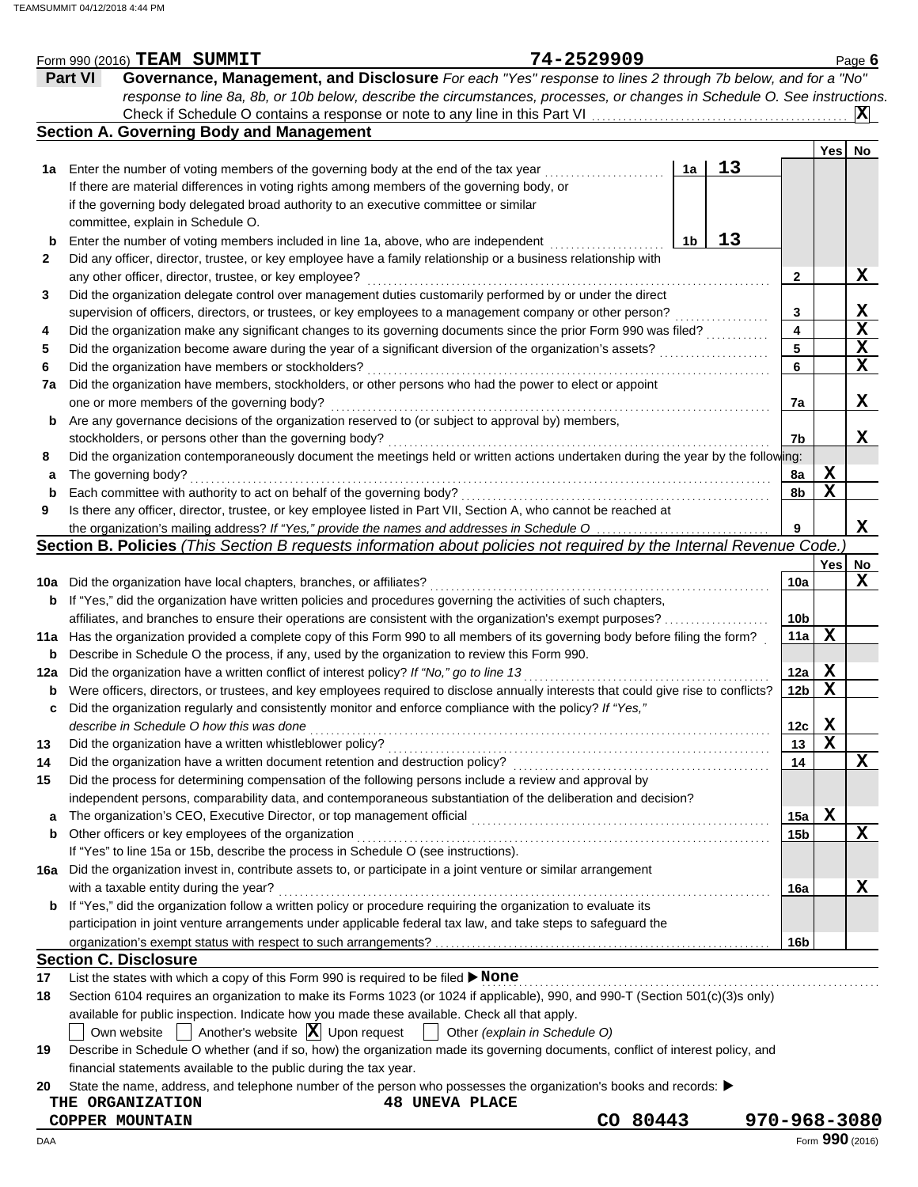Form 990 (2016) **TEAM SUMMIT** **74-2529909** Page **6**

## Part VI Governance, Management, and Disclosure

*For each "Yes" response to lines 2 through 7b below, and for a "No" response to line 8a, 8b, or 10b below, describe the circumstances, processes, or changes in Schedule O. See instructions.*

Check if Schedule O contains a response or note to any line in this Part VI .......... **X**

### Section A. Governing Body and Management

| | | | Yes | No |
|---|---|---|---|---|
| **1a** | Enter the number of voting members of the governing body at the end of the tax year .......... **1a** **13** <br> If there are material differences in voting rights among members of the governing body, or if the governing body delegated broad authority to an executive committee or similar committee, explain in Schedule O. | | | |
| **b** | Enter the number of voting members included in line 1a, above, who are independent .......... **1b** **13** | | | |
| **2** | Did any officer, director, trustee, or key employee have a family relationship or a business relationship with any other officer, director, trustee, or key employee? | 2 | | X |
| **3** | Did the organization delegate control over management duties customarily performed by or under the direct supervision of officers, directors, or trustees, or key employees to a management company or other person? | 3 | | X |
| **4** | Did the organization make any significant changes to its governing documents since the prior Form 990 was filed? | 4 | | X |
| **5** | Did the organization become aware during the year of a significant diversion of the organization's assets? | 5 | | X |
| **6** | Did the organization have members or stockholders? | 6 | | X |
| **7a** | Did the organization have members, stockholders, or other persons who had the power to elect or appoint one or more members of the governing body? | 7a | | X |
| **b** | Are any governance decisions of the organization reserved to (or subject to approval by) members, stockholders, or persons other than the governing body? | 7b | | X |
| **8** | Did the organization contemporaneously document the meetings held or written actions undertaken during the year by the following: | | | |
| **a** | The governing body? | 8a | X | |
| **b** | Each committee with authority to act on behalf of the governing body? | 8b | X | |
| **9** | Is there any officer, director, trustee, or key employee listed in Part VII, Section A, who cannot be reached at the organization's mailing address? *If "Yes," provide the names and addresses in Schedule O* | 9 | | X |

### Section B. Policies *(This Section B requests information about policies not required by the Internal Revenue Code.)*

| | | | Yes | No |
|---|---|---|---|---|
| **10a** | Did the organization have local chapters, branches, or affiliates? | 10a | | X |
| **b** | If "Yes," did the organization have written policies and procedures governing the activities of such chapters, affiliates, and branches to ensure their operations are consistent with the organization's exempt purposes? | 10b | | |
| **11a** | Has the organization provided a complete copy of this Form 990 to all members of its governing body before filing the form? | 11a | X | |
| **b** | Describe in Schedule O the process, if any, used by the organization to review this Form 990. | | | |
| **12a** | Did the organization have a written conflict of interest policy? *If "No," go to line 13* | 12a | X | |
| **b** | Were officers, directors, or trustees, and key employees required to disclose annually interests that could give rise to conflicts? | 12b | X | |
| **c** | Did the organization regularly and consistently monitor and enforce compliance with the policy? *If "Yes," describe in Schedule O how this was done* | 12c | X | |
| **13** | Did the organization have a written whistleblower policy? | 13 | X | |
| **14** | Did the organization have a written document retention and destruction policy? | 14 | | X |
| **15** | Did the process for determining compensation of the following persons include a review and approval by independent persons, comparability data, and contemporaneous substantiation of the deliberation and decision? | | | |
| **a** | The organization's CEO, Executive Director, or top management official | 15a | X | |
| **b** | Other officers or key employees of the organization <br> If "Yes" to line 15a or 15b, describe the process in Schedule O (see instructions). | 15b | | X |
| **16a** | Did the organization invest in, contribute assets to, or participate in a joint venture or similar arrangement with a taxable entity during the year? | 16a | | X |
| **b** | If "Yes," did the organization follow a written policy or procedure requiring the organization to evaluate its participation in joint venture arrangements under applicable federal tax law, and take steps to safeguard the organization's exempt status with respect to such arrangements? | 16b | | |

### Section C. Disclosure

**17** List the states with which a copy of this Form 990 is required to be filed ▶ **None**

**18** Section 6104 requires an organization to make its Forms 1023 (or 1024 if applicable), 990, and 990-T (Section 501(c)(3)s only) available for public inspection. Indicate how you made these available. Check all that apply.

☐ Own website ☐ Another's website ☒ Upon request ☐ Other *(explain in Schedule O)*

**19** Describe in Schedule O whether (and if so, how) the organization made its governing documents, conflict of interest policy, and financial statements available to the public during the tax year.

**20** State the name, address, and telephone number of the person who possesses the organization's books and records: ▶

**THE ORGANIZATION** **48 UNEVA PLACE**
**COPPER MOUNTAIN** **CO 80443** **970-968-3080**

DAA Form **990** (2016)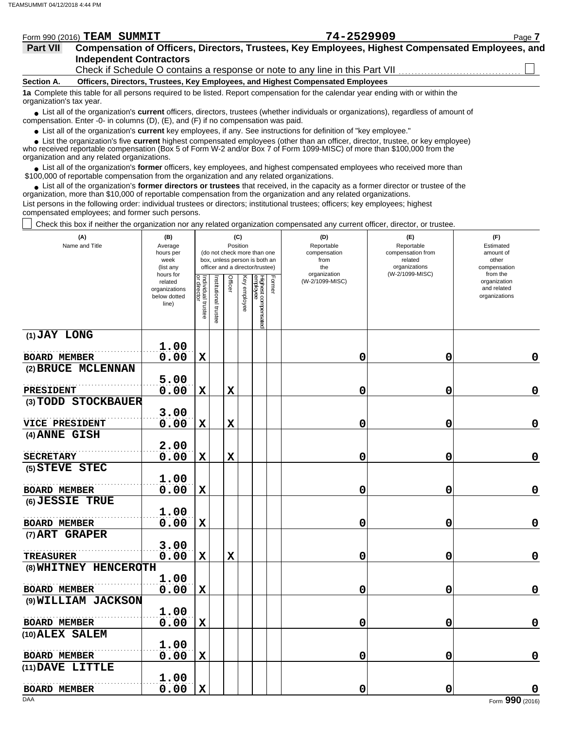Form 990 (2016) **TEAM SUMMIT** **74-2529909**

**Part VII Compensation of Officers, Directors, Trustees, Key Employees, Highest Compensated Employees, and Independent Contractors**

Check if Schedule O contains a response or note to any line in this Part VII ☐

**Section A. Officers, Directors, Trustees, Key Employees, and Highest Compensated Employees**

**1a** Complete this table for all persons required to be listed. Report compensation for the calendar year ending with or within the organization's tax year.

- List all of the organization's **current** officers, directors, trustees (whether individuals or organizations), regardless of amount of compensation. Enter -0- in columns (D), (E), and (F) if no compensation was paid.
- List all of the organization's **current** key employees, if any. See instructions for definition of "key employee."
- List the organization's five **current** highest compensated employees (other than an officer, director, trustee, or key employee) who received reportable compensation (Box 5 of Form W-2 and/or Box 7 of Form 1099-MISC) of more than $100,000 from the organization and any related organizations.
- List all of the organization's **former** officers, key employees, and highest compensated employees who received more than $100,000 of reportable compensation from the organization and any related organizations.
- List all of the organization's **former directors or trustees** that received, in the capacity as a former director or trustee of the organization, more than $10,000 of reportable compensation from the organization and any related organizations.

List persons in the following order: individual trustees or directors; institutional trustees; officers; key employees; highest compensated employees; and former such persons.

☐ Check this box if neither the organization nor any related organization compensated any current officer, director, or trustee.

| (A) Name and Title | (B) Average hours per week (list any hours for related organizations below dotted line) | (C) Position: Individual trustee or director | Institutional trustee | Officer | Key employee | Highest compensated employee | Former | (D) Reportable compensation from the organization (W-2/1099-MISC) | (E) Reportable compensation from related organizations (W-2/1099-MISC) | (F) Estimated amount of other compensation from the organization and related organizations |
|---|---|---|---|---|---|---|---|---|---|---|
| (1) JAY LONG<br>BOARD MEMBER | 1.00<br>0.00 | X | | | | | | 0 | 0 | 0 |
| (2) BRUCE MCLENNAN<br>PRESIDENT | 5.00<br>0.00 | X | | X | | | | 0 | 0 | 0 |
| (3) TODD STOCKBAUER<br>VICE PRESIDENT | 3.00<br>0.00 | X | | X | | | | 0 | 0 | 0 |
| (4) ANNE GISH<br>SECRETARY | 2.00<br>0.00 | X | | X | | | | 0 | 0 | 0 |
| (5) STEVE STEC<br>BOARD MEMBER | 1.00<br>0.00 | X | | | | | | 0 | 0 | 0 |
| (6) JESSIE TRUE<br>BOARD MEMBER | 1.00<br>0.00 | X | | | | | | 0 | 0 | 0 |
| (7) ART GRAPER<br>TREASURER | 3.00<br>0.00 | X | | X | | | | 0 | 0 | 0 |
| (8) WHITNEY HENCEROTH<br>BOARD MEMBER | 1.00<br>0.00 | X | | | | | | 0 | 0 | 0 |
| (9) WILLIAM JACKSON<br>BOARD MEMBER | 1.00<br>0.00 | X | | | | | | 0 | 0 | 0 |
| (10) ALEX SALEM<br>BOARD MEMBER | 1.00<br>0.00 | X | | | | | | 0 | 0 | 0 |
| (11) DAVE LITTLE<br>BOARD MEMBER | 1.00<br>0.00 | X | | | | | | 0 | 0 | 0 |

Form **990** (2016)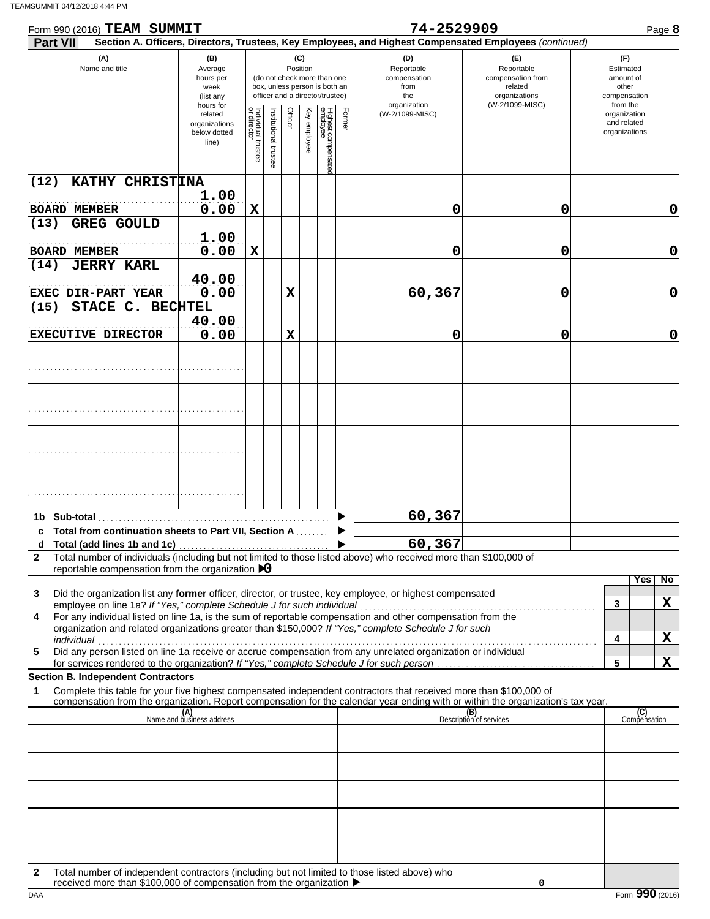Form 990 (2016) **TEAM SUMMIT** **74-2529909** Page **8**

**Part VII** **Section A. Officers, Directors, Trustees, Key Employees, and Highest Compensated Employees** *(continued)*

| (A) Name and title | (B) Average hours per week (list any hours for related organizations below dotted line) | (C) Position: Individual trustee or director | Institutional trustee | Officer | Key employee | Highest compensated employee | Former | (D) Reportable compensation from the organization (W-2/1099-MISC) | (E) Reportable compensation from related organizations (W-2/1099-MISC) | (F) Estimated amount of other compensation from the organization and related organizations |
|---|---|---|---|---|---|---|---|---|---|---|
| (12) KATHY CHRISTINA<br>BOARD MEMBER | 1.00<br>0.00 | X | | | | | | 0 | 0 | 0 |
| (13) GREG GOULD<br>BOARD MEMBER | 1.00<br>0.00 | X | | | | | | 0 | 0 | 0 |
| (14) JERRY KARL<br>EXEC DIR-PART YEAR | 40.00<br>0.00 | | | X | | | | 60,367 | 0 | 0 |
| (15) STACE C. BECHTEL<br>EXECUTIVE DIRECTOR | 40.00<br>0.00 | | | X | | | | 0 | 0 | 0 |
| | | | | | | | | | | |
| | | | | | | | | | | |
| | | | | | | | | | | |
| | | | | | | | | | | |
| **1b Sub-total** | | | | | | | | 60,367 | | |
| **c Total from continuation sheets to Part VII, Section A** | | | | | | | | | | |
| **d Total (add lines 1b and 1c)** | | | | | | | | 60,367 | | |

**2** Total number of individuals (including but not limited to those listed above) who received more than $100,000 of reportable compensation from the organization ▶0

| | | Yes | No |
|---|---|---|---|
| **3** Did the organization list any **former** officer, director, or trustee, key employee, or highest compensated employee on line 1a? *If "Yes," complete Schedule J for such individual* | 3 | | X |
| **4** For any individual listed on line 1a, is the sum of reportable compensation and other compensation from the organization and related organizations greater than $150,000? *If "Yes," complete Schedule J for such individual* | 4 | | X |
| **5** Did any person listed on line 1a receive or accrue compensation from any unrelated organization or individual for services rendered to the organization? *If "Yes," complete Schedule J for such person* | 5 | | X |

**Section B. Independent Contractors**

**1** Complete this table for your five highest compensated independent contractors that received more than $100,000 of compensation from the organization. Report compensation for the calendar year ending with or within the organization's tax year.

| (A) Name and business address | (B) Description of services | (C) Compensation |
|---|---|---|
| | | |
| | | |
| | | |
| | | |
| | | |

**2** Total number of independent contractors (including but not limited to those listed above) who received more than $100,000 of compensation from the organization ▶ 0

DAA Form **990** (2016)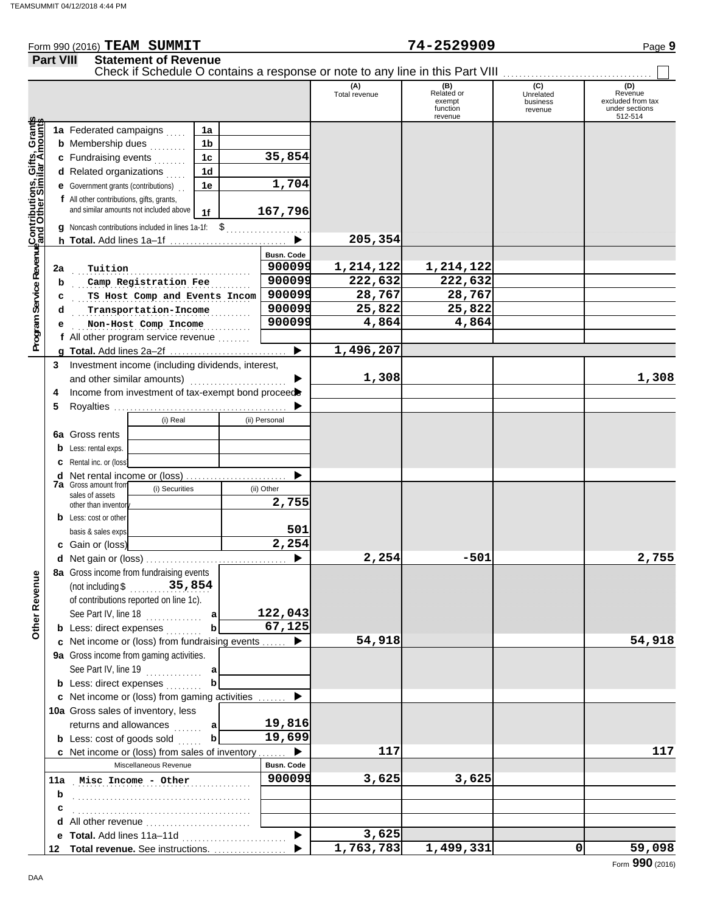Form 990 (2016) **TEAM SUMMIT** **74-2529909**

**Part VIII** **Statement of Revenue**

Check if Schedule O contains a response or note to any line in this Part VIII ☐

| | | | | (A) Total revenue | (B) Related or exempt function revenue | (C) Unrelated business revenue | (D) Revenue excluded from tax under sections 512-514 |
|---|---|---|---|---|---|---|---|
| **Contributions, Gifts, Grants and Other Similar Amounts** | 1a Federated campaigns | 1a | | | | | |
| | b Membership dues | 1b | | | | | |
| | c Fundraising events | 1c | 35,854 | | | | |
| | d Related organizations | 1d | | | | | |
| | e Government grants (contributions) | 1e | 1,704 | | | | |
| | f All other contributions, gifts, grants, and similar amounts not included above | 1f | 167,796 | | | | |
| | g Noncash contributions included in lines 1a-1f: $ | | | | | | |
| | h **Total.** Add lines 1a–1f | | ▶ | 205,354 | | | |
| **Program Service Revenue** | | | Busn. Code | | | | |
| | 2a Tuition | | 900099 | 1,214,122 | 1,214,122 | | |
| | b Camp Registration Fee | | 900099 | 222,632 | 222,632 | | |
| | c TS Host Comp and Events Incom | | 900099 | 28,767 | 28,767 | | |
| | d Transportation-Income | | 900099 | 25,822 | 25,822 | | |
| | e Non-Host Comp Income | | 900099 | 4,864 | 4,864 | | |
| | f All other program service revenue | | | | | | |
| | g **Total.** Add lines 2a–2f | | ▶ | 1,496,207 | | | |
| **Other Revenue** | 3 Investment income (including dividends, interest, and other similar amounts) | | ▶ | 1,308 | | | 1,308 |
| | 4 Income from investment of tax-exempt bond proceeds | | ▶ | | | | |
| | 5 Royalties | | ▶ | | | | |
| | | (i) Real | (ii) Personal | | | | |
| | 6a Gross rents | | | | | | |
| | b Less: rental exps. | | | | | | |
| | c Rental inc. or (loss) | | | | | | |
| | d Net rental income or (loss) | | ▶ | | | | |
| | 7a Gross amount from sales of assets other than inventory | (i) Securities | (ii) Other 2,755 | | | | |
| | b Less: cost or other basis & sales exps. | | 501 | | | | |
| | c Gain or (loss) | | 2,254 | | | | |
| | d Net gain or (loss) | | ▶ | 2,254 | -501 | | 2,755 |
| | 8a Gross income from fundraising events (not including $ 35,854 of contributions reported on line 1c). See Part IV, line 18 | a | 122,043 | | | | |
| | b Less: direct expenses | b | 67,125 | | | | |
| | c Net income or (loss) from fundraising events | | ▶ | 54,918 | | | 54,918 |
| | 9a Gross income from gaming activities. See Part IV, line 19 | a | | | | | |
| | b Less: direct expenses | b | | | | | |
| | c Net income or (loss) from gaming activities | | ▶ | | | | |
| | 10a Gross sales of inventory, less returns and allowances | a | 19,816 | | | | |
| | b Less: cost of goods sold | b | 19,699 | | | | |
| | c Net income or (loss) from sales of inventory | | ▶ | 117 | | | 117 |
| | Miscellaneous Revenue | | Busn. Code | | | | |
| | 11a Misc Income - Other | | 900099 | 3,625 | 3,625 | | |
| | b | | | | | | |
| | c | | | | | | |
| | d All other revenue | | | | | | |
| | e **Total.** Add lines 11a–11d | | ▶ | 3,625 | | | |
| | 12 **Total revenue.** See instructions. | | ▶ | 1,763,783 | 1,499,331 | 0 | 59,098 |

Form **990** (2016)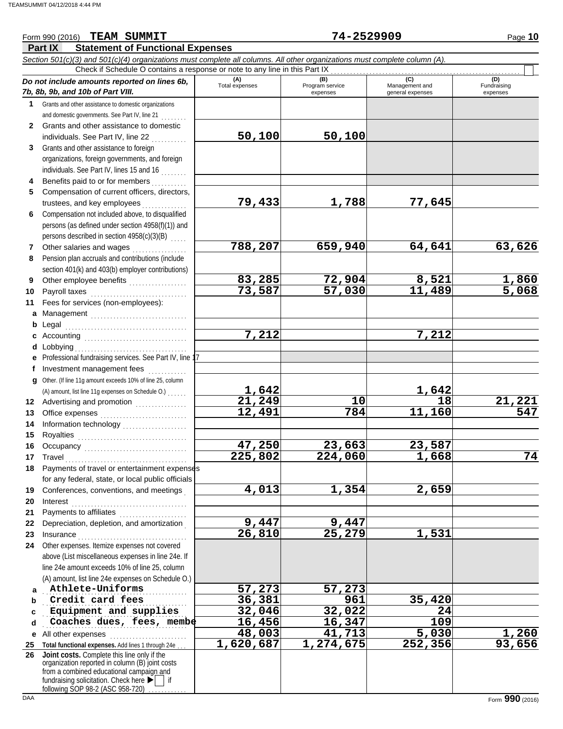Form 990 (2016) **TEAM SUMMIT** **74-2529909**

## Part IX Statement of Functional Expenses

*Section 501(c)(3) and 501(c)(4) organizations must complete all columns. All other organizations must complete column (A).*

Check if Schedule O contains a response or note to any line in this Part IX

| *Do not include amounts reported on lines 6b, 7b, 8b, 9b, and 10b of Part VIII.* | (A) Total expenses | (B) Program service expenses | (C) Management and general expenses | (D) Fundraising expenses |
|---|---|---|---|---|
| **1** Grants and other assistance to domestic organizations and domestic governments. See Part IV, line 21 | | | | |
| **2** Grants and other assistance to domestic individuals. See Part IV, line 22 | 50,100 | 50,100 | | |
| **3** Grants and other assistance to foreign organizations, foreign governments, and foreign individuals. See Part IV, lines 15 and 16 | | | | |
| **4** Benefits paid to or for members | | | | |
| **5** Compensation of current officers, directors, trustees, and key employees | 79,433 | 1,788 | 77,645 | |
| **6** Compensation not included above, to disqualified persons (as defined under section 4958(f)(1)) and persons described in section 4958(c)(3)(B) | | | | |
| **7** Other salaries and wages | 788,207 | 659,940 | 64,641 | 63,626 |
| **8** Pension plan accruals and contributions (include section 401(k) and 403(b) employer contributions) | | | | |
| **9** Other employee benefits | 83,285 | 72,904 | 8,521 | 1,860 |
| **10** Payroll taxes | 73,587 | 57,030 | 11,489 | 5,068 |
| **11** Fees for services (non-employees): | | | | |
| **a** Management | | | | |
| **b** Legal | | | | |
| **c** Accounting | 7,212 | | 7,212 | |
| **d** Lobbying | | | | |
| **e** Professional fundraising services. See Part IV, line 17 | | | | |
| **f** Investment management fees | | | | |
| **g** Other. (If line 11g amount exceeds 10% of line 25, column (A) amount, list line 11g expenses on Schedule O.) | 1,642 | | 1,642 | |
| **12** Advertising and promotion | 21,249 | 10 | 18 | 21,221 |
| **13** Office expenses | 12,491 | 784 | 11,160 | 547 |
| **14** Information technology | | | | |
| **15** Royalties | | | | |
| **16** Occupancy | 47,250 | 23,663 | 23,587 | |
| **17** Travel | 225,802 | 224,060 | 1,668 | 74 |
| **18** Payments of travel or entertainment expenses for any federal, state, or local public officials | | | | |
| **19** Conferences, conventions, and meetings | 4,013 | 1,354 | 2,659 | |
| **20** Interest | | | | |
| **21** Payments to affiliates | | | | |
| **22** Depreciation, depletion, and amortization | 9,447 | 9,447 | | |
| **23** Insurance | 26,810 | 25,279 | 1,531 | |
| **24** Other expenses. Itemize expenses not covered above (List miscellaneous expenses in line 24e. If line 24e amount exceeds 10% of line 25, column (A) amount, list line 24e expenses on Schedule O.) | | | | |
| **a** Athlete-Uniforms | 57,273 | 57,273 | | |
| **b** Credit card fees | 36,381 | 961 | 35,420 | |
| **c** Equipment and supplies | 32,046 | 32,022 | 24 | |
| **d** Coaches dues, fees, membe | 16,456 | 16,347 | 109 | |
| **e** All other expenses | 48,003 | 41,713 | 5,030 | 1,260 |
| **25 Total functional expenses.** Add lines 1 through 24e | 1,620,687 | 1,274,675 | 252,356 | 93,656 |
| **26 Joint costs.** Complete this line only if the organization reported in column (B) joint costs from a combined educational campaign and fundraising solicitation. Check here ▶ ☐ if following SOP 98-2 (ASC 958-720) | | | | |

Form **990** (2016)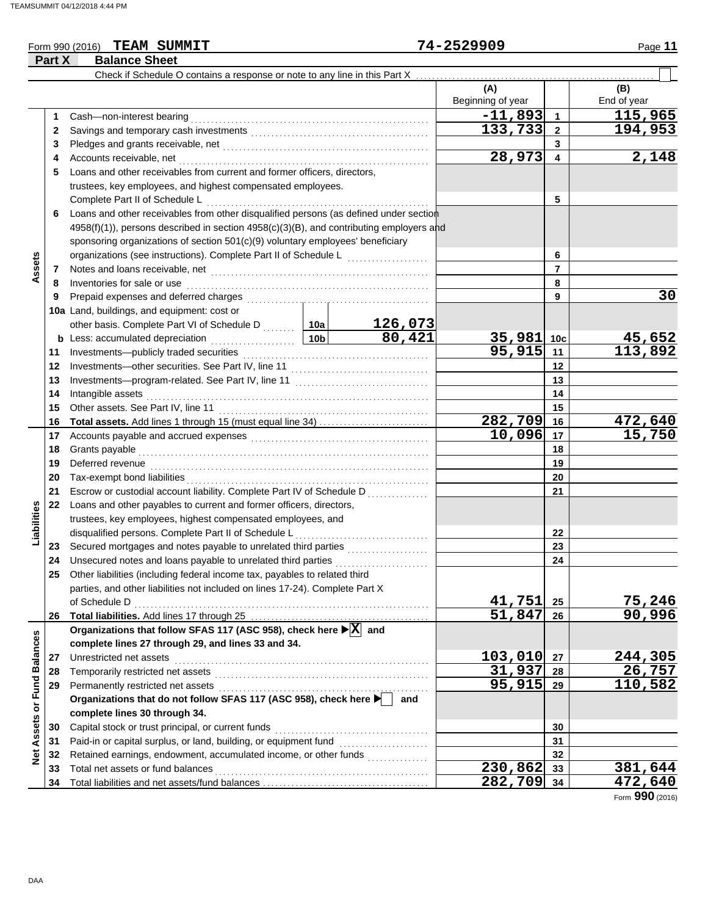TEAMSUMMIT 04/12/2018 4:44 PM

Form 990 (2016) **TEAM SUMMIT** **74-2529909**

## Part X Balance Sheet

Check if Schedule O contains a response or note to any line in this Part X

| | | | | (A) Beginning of year | | (B) End of year |
|---|---|---|---|---|---|---|
| **Assets** | 1 | Cash—non-interest bearing | | -11,893 | 1 | 115,965 |
| | 2 | Savings and temporary cash investments | | 133,733 | 2 | 194,953 |
| | 3 | Pledges and grants receivable, net | | | 3 | |
| | 4 | Accounts receivable, net | | 28,973 | 4 | 2,148 |
| | 5 | Loans and other receivables from current and former officers, directors, trustees, key employees, and highest compensated employees. Complete Part II of Schedule L | | | 5 | |
| | 6 | Loans and other receivables from other disqualified persons (as defined under section 4958(f)(1)), persons described in section 4958(c)(3)(B), and contributing employers and sponsoring organizations of section 501(c)(9) voluntary employees' beneficiary organizations (see instructions). Complete Part II of Schedule L | | | 6 | |
| | 7 | Notes and loans receivable, net | | | 7 | |
| | 8 | Inventories for sale or use | | | 8 | |
| | 9 | Prepaid expenses and deferred charges | | | 9 | 30 |
| | 10a | Land, buildings, and equipment: cost or other basis. Complete Part VI of Schedule D | 10a 126,073 | | | |
| | b | Less: accumulated depreciation | 10b 80,421 | 35,981 | 10c | 45,652 |
| | 11 | Investments—publicly traded securities | | 95,915 | 11 | 113,892 |
| | 12 | Investments—other securities. See Part IV, line 11 | | | 12 | |
| | 13 | Investments—program-related. See Part IV, line 11 | | | 13 | |
| | 14 | Intangible assets | | | 14 | |
| | 15 | Other assets. See Part IV, line 11 | | | 15 | |
| | 16 | **Total assets.** Add lines 1 through 15 (must equal line 34) | | 282,709 | 16 | 472,640 |
| **Liabilities** | 17 | Accounts payable and accrued expenses | | 10,096 | 17 | 15,750 |
| | 18 | Grants payable | | | 18 | |
| | 19 | Deferred revenue | | | 19 | |
| | 20 | Tax-exempt bond liabilities | | | 20 | |
| | 21 | Escrow or custodial account liability. Complete Part IV of Schedule D | | | 21 | |
| | 22 | Loans and other payables to current and former officers, directors, trustees, key employees, highest compensated employees, and disqualified persons. Complete Part II of Schedule L | | | 22 | |
| | 23 | Secured mortgages and notes payable to unrelated third parties | | | 23 | |
| | 24 | Unsecured notes and loans payable to unrelated third parties | | | 24 | |
| | 25 | Other liabilities (including federal income tax, payables to related third parties, and other liabilities not included on lines 17-24). Complete Part X of Schedule D | | 41,751 | 25 | 75,246 |
| | 26 | **Total liabilities.** Add lines 17 through 25 | | 51,847 | 26 | 90,996 |
| **Net Assets or Fund Balances** | | **Organizations that follow SFAS 117 (ASC 958), check here ▶ [X] and complete lines 27 through 29, and lines 33 and 34.** | | | | |
| | 27 | Unrestricted net assets | | 103,010 | 27 | 244,305 |
| | 28 | Temporarily restricted net assets | | 31,937 | 28 | 26,757 |
| | 29 | Permanently restricted net assets | | 95,915 | 29 | 110,582 |
| | | **Organizations that do not follow SFAS 117 (ASC 958), check here ▶ [ ] and complete lines 30 through 34.** | | | | |
| | 30 | Capital stock or trust principal, or current funds | | | 30 | |
| | 31 | Paid-in or capital surplus, or land, building, or equipment fund | | | 31 | |
| | 32 | Retained earnings, endowment, accumulated income, or other funds | | | 32 | |
| | 33 | Total net assets or fund balances | | 230,862 | 33 | 381,644 |
| | 34 | Total liabilities and net assets/fund balances | | 282,709 | 34 | 472,640 |

Form **990** (2016)

DAA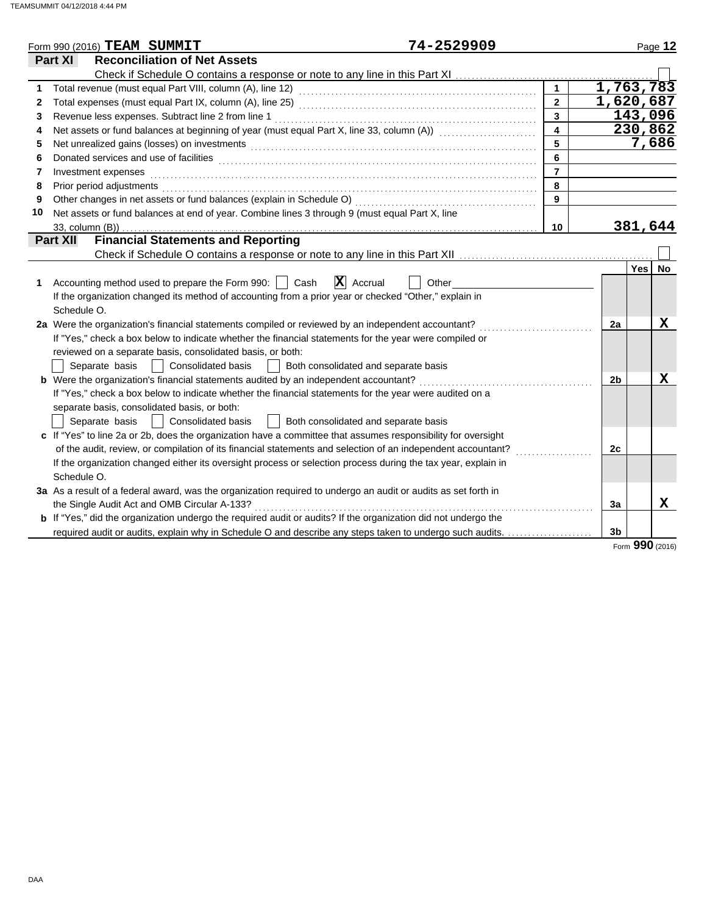Form 990 (2016) **TEAM SUMMIT** **74-2529909**

## Part XI Reconciliation of Net Assets

Check if Schedule O contains a response or note to any line in this Part XI ☐

| | | | |
|---|---|---|---|
| 1 | Total revenue (must equal Part VIII, column (A), line 12) | 1 | 1,763,783 |
| 2 | Total expenses (must equal Part IX, column (A), line 25) | 2 | 1,620,687 |
| 3 | Revenue less expenses. Subtract line 2 from line 1 | 3 | 143,096 |
| 4 | Net assets or fund balances at beginning of year (must equal Part X, line 33, column (A)) | 4 | 230,862 |
| 5 | Net unrealized gains (losses) on investments | 5 | 7,686 |
| 6 | Donated services and use of facilities | 6 | |
| 7 | Investment expenses | 7 | |
| 8 | Prior period adjustments | 8 | |
| 9 | Other changes in net assets or fund balances (explain in Schedule O) | 9 | |
| 10 | Net assets or fund balances at end of year. Combine lines 3 through 9 (must equal Part X, line 33, column (B)) | 10 | 381,644 |

## Part XII Financial Statements and Reporting

Check if Schedule O contains a response or note to any line in this Part XII ☐

| | | | Yes | No |
|---|---|---|---|---|
| 1 | Accounting method used to prepare the Form 990: ☐ Cash ☒ Accrual ☐ Other<br>If the organization changed its method of accounting from a prior year or checked "Other," explain in Schedule O. | | | |
| 2a | Were the organization's financial statements compiled or reviewed by an independent accountant? | 2a | | X |
| | If "Yes," check a box below to indicate whether the financial statements for the year were compiled or reviewed on a separate basis, consolidated basis, or both:<br>☐ Separate basis ☐ Consolidated basis ☐ Both consolidated and separate basis | | | |
| b | Were the organization's financial statements audited by an independent accountant? | 2b | | X |
| | If "Yes," check a box below to indicate whether the financial statements for the year were audited on a separate basis, consolidated basis, or both:<br>☐ Separate basis ☐ Consolidated basis ☐ Both consolidated and separate basis | | | |
| c | If "Yes" to line 2a or 2b, does the organization have a committee that assumes responsibility for oversight of the audit, review, or compilation of its financial statements and selection of an independent accountant? | 2c | | |
| | If the organization changed either its oversight process or selection process during the tax year, explain in Schedule O. | | | |
| 3a | As a result of a federal award, was the organization required to undergo an audit or audits as set forth in the Single Audit Act and OMB Circular A-133? | 3a | | X |
| b | If "Yes," did the organization undergo the required audit or audits? If the organization did not undergo the required audit or audits, explain why in Schedule O and describe any steps taken to undergo such audits. | 3b | | |

Form **990** (2016)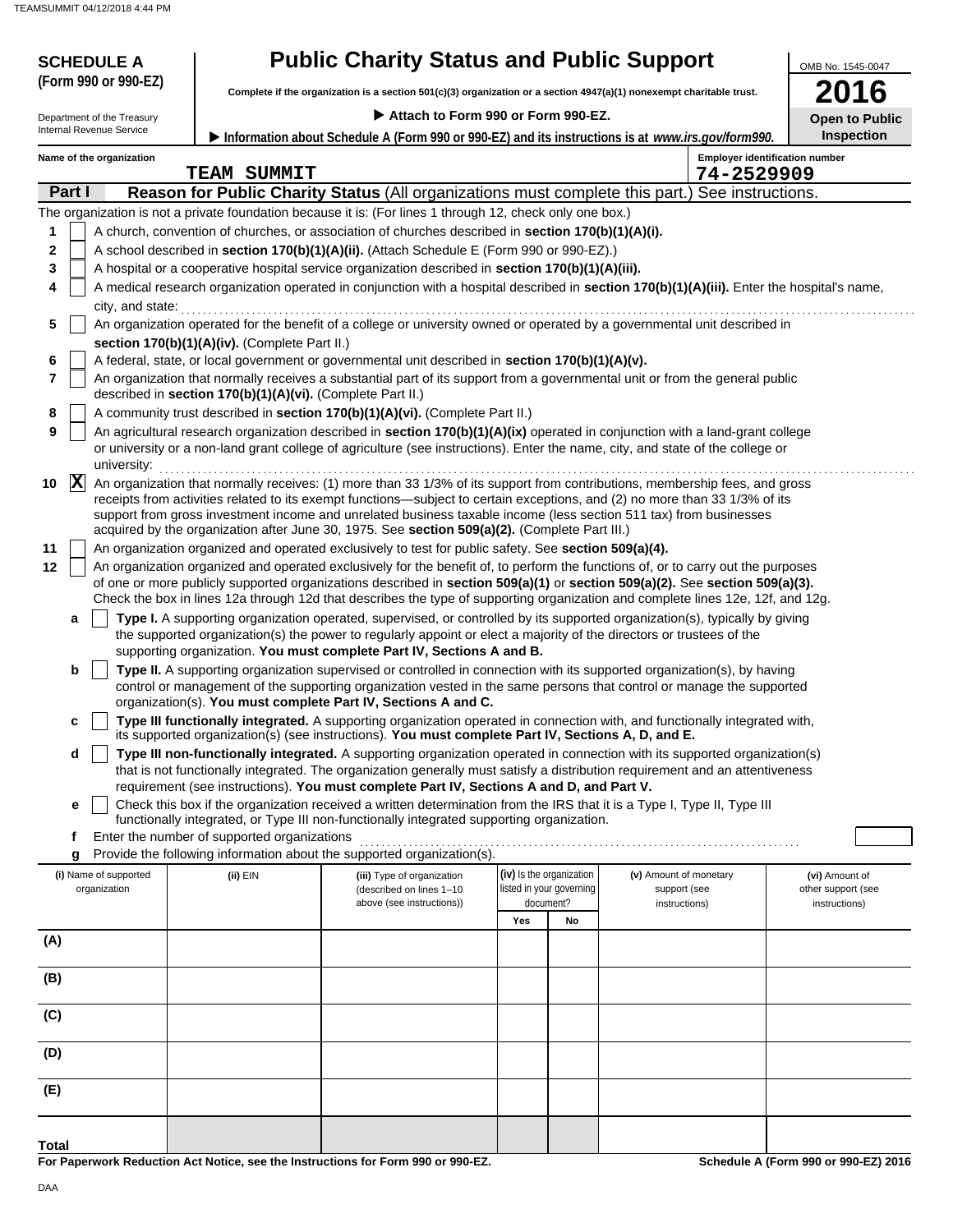**SCHEDULE A (Form 990 or 990-EZ)**

Department of the Treasury
Internal Revenue Service

# Public Charity Status and Public Support

**Complete if the organization is a section 501(c)(3) organization or a section 4947(a)(1) nonexempt charitable trust.**

▶ **Attach to Form 990 or Form 990-EZ.**

▶ **Information about Schedule A (Form 990 or 990-EZ) and its instructions is at** ***www.irs.gov/form990.***

OMB No. 1545-0047

**2016**

**Open to Public Inspection**

**Name of the organization:** TEAM SUMMIT

**Employer identification number:** 74-2529909

## Part I — Reason for Public Charity Status (All organizations must complete this part.) See instructions.

The organization is not a private foundation because it is: (For lines 1 through 12, check only one box.)

1. ☐ A church, convention of churches, or association of churches described in **section 170(b)(1)(A)(i).**
2. ☐ A school described in **section 170(b)(1)(A)(ii).** (Attach Schedule E (Form 990 or 990-EZ).)
3. ☐ A hospital or a cooperative hospital service organization described in **section 170(b)(1)(A)(iii).**
4. ☐ A medical research organization operated in conjunction with a hospital described in **section 170(b)(1)(A)(iii).** Enter the hospital's name, city, and state:
5. ☐ An organization operated for the benefit of a college or university owned or operated by a governmental unit described in **section 170(b)(1)(A)(iv).** (Complete Part II.)
6. ☐ A federal, state, or local government or governmental unit described in **section 170(b)(1)(A)(v).**
7. ☐ An organization that normally receives a substantial part of its support from a governmental unit or from the general public described in **section 170(b)(1)(A)(vi).** (Complete Part II.)
8. ☐ A community trust described in **section 170(b)(1)(A)(vi).** (Complete Part II.)
9. ☐ An agricultural research organization described in **section 170(b)(1)(A)(ix)** operated in conjunction with a land-grant college or university or a non-land grant college of agriculture (see instructions). Enter the name, city, and state of the college or university:
10. ☒ An organization that normally receives: (1) more than 33 1/3% of its support from contributions, membership fees, and gross receipts from activities related to its exempt functions—subject to certain exceptions, and (2) no more than 33 1/3% of its support from gross investment income and unrelated business taxable income (less section 511 tax) from businesses acquired by the organization after June 30, 1975. See **section 509(a)(2).** (Complete Part III.)
11. ☐ An organization organized and operated exclusively to test for public safety. See **section 509(a)(4).**
12. ☐ An organization organized and operated exclusively for the benefit of, to perform the functions of, or to carry out the purposes of one or more publicly supported organizations described in **section 509(a)(1)** or **section 509(a)(2).** See **section 509(a)(3).** Check the box in lines 12a through 12d that describes the type of supporting organization and complete lines 12e, 12f, and 12g.
   - **a** ☐ **Type I.** A supporting organization operated, supervised, or controlled by its supported organization(s), typically by giving the supported organization(s) the power to regularly appoint or elect a majority of the directors or trustees of the supporting organization. **You must complete Part IV, Sections A and B.**
   - **b** ☐ **Type II.** A supporting organization supervised or controlled in connection with its supported organization(s), by having control or management of the supporting organization vested in the same persons that control or manage the supported organization(s). **You must complete Part IV, Sections A and C.**
   - **c** ☐ **Type III functionally integrated.** A supporting organization operated in connection with, and functionally integrated with, its supported organization(s) (see instructions). **You must complete Part IV, Sections A, D, and E.**
   - **d** ☐ **Type III non-functionally integrated.** A supporting organization operated in connection with its supported organization(s) that is not functionally integrated. The organization generally must satisfy a distribution requirement and an attentiveness requirement (see instructions). **You must complete Part IV, Sections A and D, and Part V.**
   - **e** ☐ Check this box if the organization received a written determination from the IRS that it is a Type I, Type II, Type III functionally integrated, or Type III non-functionally integrated supporting organization.
   - **f** Enter the number of supported organizations
   - **g** Provide the following information about the supported organization(s).

| (i) Name of supported organization | (ii) EIN | (iii) Type of organization (described on lines 1–10 above (see instructions)) | (iv) Is the organization listed in your governing document? Yes | No | (v) Amount of monetary support (see instructions) | (vi) Amount of other support (see instructions) |
|---|---|---|---|---|---|---|
| (A) | | | | | | |
| (B) | | | | | | |
| (C) | | | | | | |
| (D) | | | | | | |
| (E) | | | | | | |
| **Total** | | | | | | |

**For Paperwork Reduction Act Notice, see the Instructions for Form 990 or 990-EZ.**

**Schedule A (Form 990 or 990-EZ) 2016**

DAA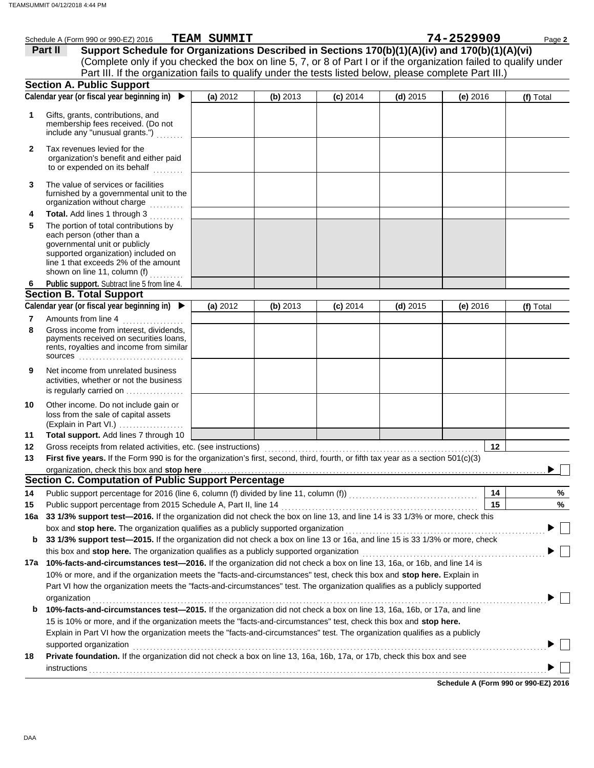Schedule A (Form 990 or 990-EZ) 2016 **TEAM SUMMIT** **74-2529909**

## Part II Support Schedule for Organizations Described in Sections 170(b)(1)(A)(iv) and 170(b)(1)(A)(vi)

(Complete only if you checked the box on line 5, 7, or 8 of Part I or if the organization failed to qualify under Part III. If the organization fails to qualify under the tests listed below, please complete Part III.)

### Section A. Public Support

| Calendar year (or fiscal year beginning in) ▶ | (a) 2012 | (b) 2013 | (c) 2014 | (d) 2015 | (e) 2016 | (f) Total |
|---|---|---|---|---|---|---|
| **1** Gifts, grants, contributions, and membership fees received. (Do not include any "unusual grants.") | | | | | | |
| **2** Tax revenues levied for the organization's benefit and either paid to or expended on its behalf | | | | | | |
| **3** The value of services or facilities furnished by a governmental unit to the organization without charge | | | | | | |
| **4** **Total.** Add lines 1 through 3 | | | | | | |
| **5** The portion of total contributions by each person (other than a governmental unit or publicly supported organization) included on line 1 that exceeds 2% of the amount shown on line 11, column (f) | | | | | | |
| **6** **Public support.** Subtract line 5 from line 4. | | | | | | |

### Section B. Total Support

| Calendar year (or fiscal year beginning in) ▶ | (a) 2012 | (b) 2013 | (c) 2014 | (d) 2015 | (e) 2016 | (f) Total |
|---|---|---|---|---|---|---|
| **7** Amounts from line 4 | | | | | | |
| **8** Gross income from interest, dividends, payments received on securities loans, rents, royalties and income from similar sources | | | | | | |
| **9** Net income from unrelated business activities, whether or not the business is regularly carried on | | | | | | |
| **10** Other income. Do not include gain or loss from the sale of capital assets (Explain in Part VI.) | | | | | | |
| **11** **Total support.** Add lines 7 through 10 | | | | | | |

**12** Gross receipts from related activities, etc. (see instructions) **12**

**13** **First five years.** If the Form 990 is for the organization's first, second, third, fourth, or fifth tax year as a section 501(c)(3) organization, check this box and **stop here** ▶ ☐

### Section C. Computation of Public Support Percentage

**14** Public support percentage for 2016 (line 6, column (f) divided by line 11, column (f)) **14** %

**15** Public support percentage from 2015 Schedule A, Part II, line 14 **15** %

**16a** **33 1/3% support test—2016.** If the organization did not check the box on line 13, and line 14 is 33 1/3% or more, check this box and **stop here.** The organization qualifies as a publicly supported organization ▶ ☐

**b** **33 1/3% support test—2015.** If the organization did not check a box on line 13 or 16a, and line 15 is 33 1/3% or more, check this box and **stop here.** The organization qualifies as a publicly supported organization ▶ ☐

**17a** **10%-facts-and-circumstances test—2016.** If the organization did not check a box on line 13, 16a, or 16b, and line 14 is 10% or more, and if the organization meets the "facts-and-circumstances" test, check this box and **stop here.** Explain in Part VI how the organization meets the "facts-and-circumstances" test. The organization qualifies as a publicly supported organization ▶ ☐

**b** **10%-facts-and-circumstances test—2015.** If the organization did not check a box on line 13, 16a, 16b, or 17a, and line 15 is 10% or more, and if the organization meets the "facts-and-circumstances" test, check this box and **stop here.** Explain in Part VI how the organization meets the "facts-and-circumstances" test. The organization qualifies as a publicly supported organization ▶ ☐

**18** **Private foundation.** If the organization did not check a box on line 13, 16a, 16b, 17a, or 17b, check this box and see instructions ▶ ☐

**Schedule A (Form 990 or 990-EZ) 2016**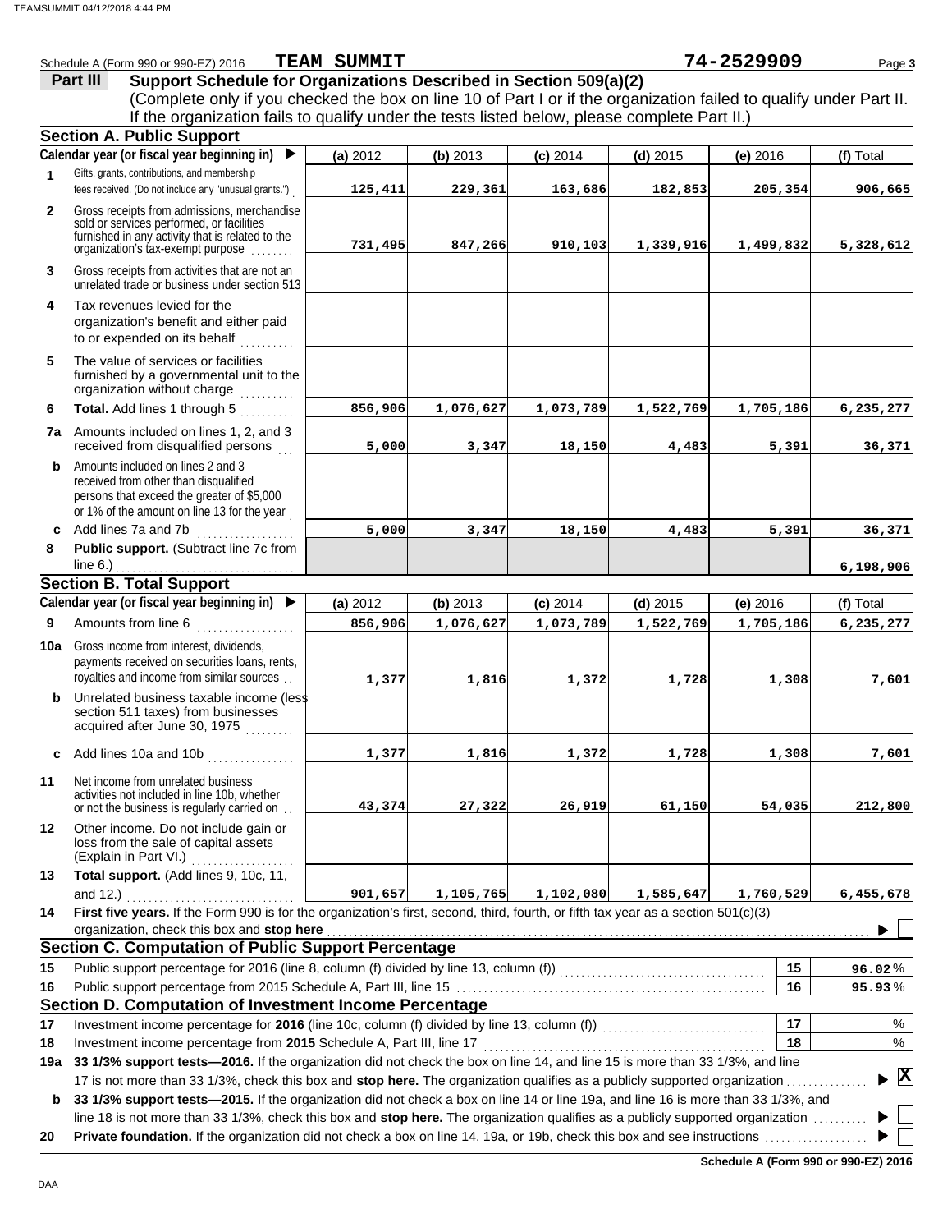Schedule A (Form 990 or 990-EZ) 2016 **TEAM SUMMIT** **74-2529909**

## Part III Support Schedule for Organizations Described in Section 509(a)(2)

(Complete only if you checked the box on line 10 of Part I or if the organization failed to qualify under Part II. If the organization fails to qualify under the tests listed below, please complete Part II.)

### Section A. Public Support

| | Calendar year (or fiscal year beginning in) ▶ | (a) 2012 | (b) 2013 | (c) 2014 | (d) 2015 | (e) 2016 | (f) Total |
|---|---|---|---|---|---|---|---|
| 1 | Gifts, grants, contributions, and membership fees received. (Do not include any "unusual grants.") | 125,411 | 229,361 | 163,686 | 182,853 | 205,354 | 906,665 |
| 2 | Gross receipts from admissions, merchandise sold or services performed, or facilities furnished in any activity that is related to the organization's tax-exempt purpose | 731,495 | 847,266 | 910,103 | 1,339,916 | 1,499,832 | 5,328,612 |
| 3 | Gross receipts from activities that are not an unrelated trade or business under section 513 | | | | | | |
| 4 | Tax revenues levied for the organization's benefit and either paid to or expended on its behalf | | | | | | |
| 5 | The value of services or facilities furnished by a governmental unit to the organization without charge | | | | | | |
| 6 | **Total.** Add lines 1 through 5 | 856,906 | 1,076,627 | 1,073,789 | 1,522,769 | 1,705,186 | 6,235,277 |
| 7a | Amounts included on lines 1, 2, and 3 received from disqualified persons | 5,000 | 3,347 | 18,150 | 4,483 | 5,391 | 36,371 |
| b | Amounts included on lines 2 and 3 received from other than disqualified persons that exceed the greater of $5,000 or 1% of the amount on line 13 for the year | | | | | | |
| c | Add lines 7a and 7b | 5,000 | 3,347 | 18,150 | 4,483 | 5,391 | 36,371 |
| 8 | **Public support.** (Subtract line 7c from line 6.) | | | | | | 6,198,906 |

### Section B. Total Support

| | Calendar year (or fiscal year beginning in) ▶ | (a) 2012 | (b) 2013 | (c) 2014 | (d) 2015 | (e) 2016 | (f) Total |
|---|---|---|---|---|---|---|---|
| 9 | Amounts from line 6 | 856,906 | 1,076,627 | 1,073,789 | 1,522,769 | 1,705,186 | 6,235,277 |
| 10a | Gross income from interest, dividends, payments received on securities loans, rents, royalties and income from similar sources | 1,377 | 1,816 | 1,372 | 1,728 | 1,308 | 7,601 |
| b | Unrelated business taxable income (less section 511 taxes) from businesses acquired after June 30, 1975 | | | | | | |
| c | Add lines 10a and 10b | 1,377 | 1,816 | 1,372 | 1,728 | 1,308 | 7,601 |
| 11 | Net income from unrelated business activities not included in line 10b, whether or not the business is regularly carried on | 43,374 | 27,322 | 26,919 | 61,150 | 54,035 | 212,800 |
| 12 | Other income. Do not include gain or loss from the sale of capital assets (Explain in Part VI.) | | | | | | |
| 13 | **Total support.** (Add lines 9, 10c, 11, and 12.) | 901,657 | 1,105,765 | 1,102,080 | 1,585,647 | 1,760,529 | 6,455,678 |

**14** **First five years.** If the Form 990 is for the organization's first, second, third, fourth, or fifth tax year as a section 501(c)(3) organization, check this box and **stop here** ▶ ☐

### Section C. Computation of Public Support Percentage

| | | | |
|---|---|---|---|
| 15 | Public support percentage for 2016 (line 8, column (f) divided by line 13, column (f)) | 15 | 96.02 % |
| 16 | Public support percentage from 2015 Schedule A, Part III, line 15 | 16 | 95.93 % |

### Section D. Computation of Investment Income Percentage

| | | | |
|---|---|---|---|
| 17 | Investment income percentage for **2016** (line 10c, column (f) divided by line 13, column (f)) | 17 | % |
| 18 | Investment income percentage from **2015** Schedule A, Part III, line 17 | 18 | % |

**19a** **33 1/3% support tests—2016.** If the organization did not check the box on line 14, and line 15 is more than 33 1/3%, and line 17 is not more than 33 1/3%, check this box and **stop here.** The organization qualifies as a publicly supported organization ▶ ☒

**b** **33 1/3% support tests—2015.** If the organization did not check a box on line 14 or line 19a, and line 16 is more than 33 1/3%, and line 18 is not more than 33 1/3%, check this box and **stop here.** The organization qualifies as a publicly supported organization ▶ ☐

**20** **Private foundation.** If the organization did not check a box on line 14, 19a, or 19b, check this box and see instructions ▶ ☐

**Schedule A (Form 990 or 990-EZ) 2016**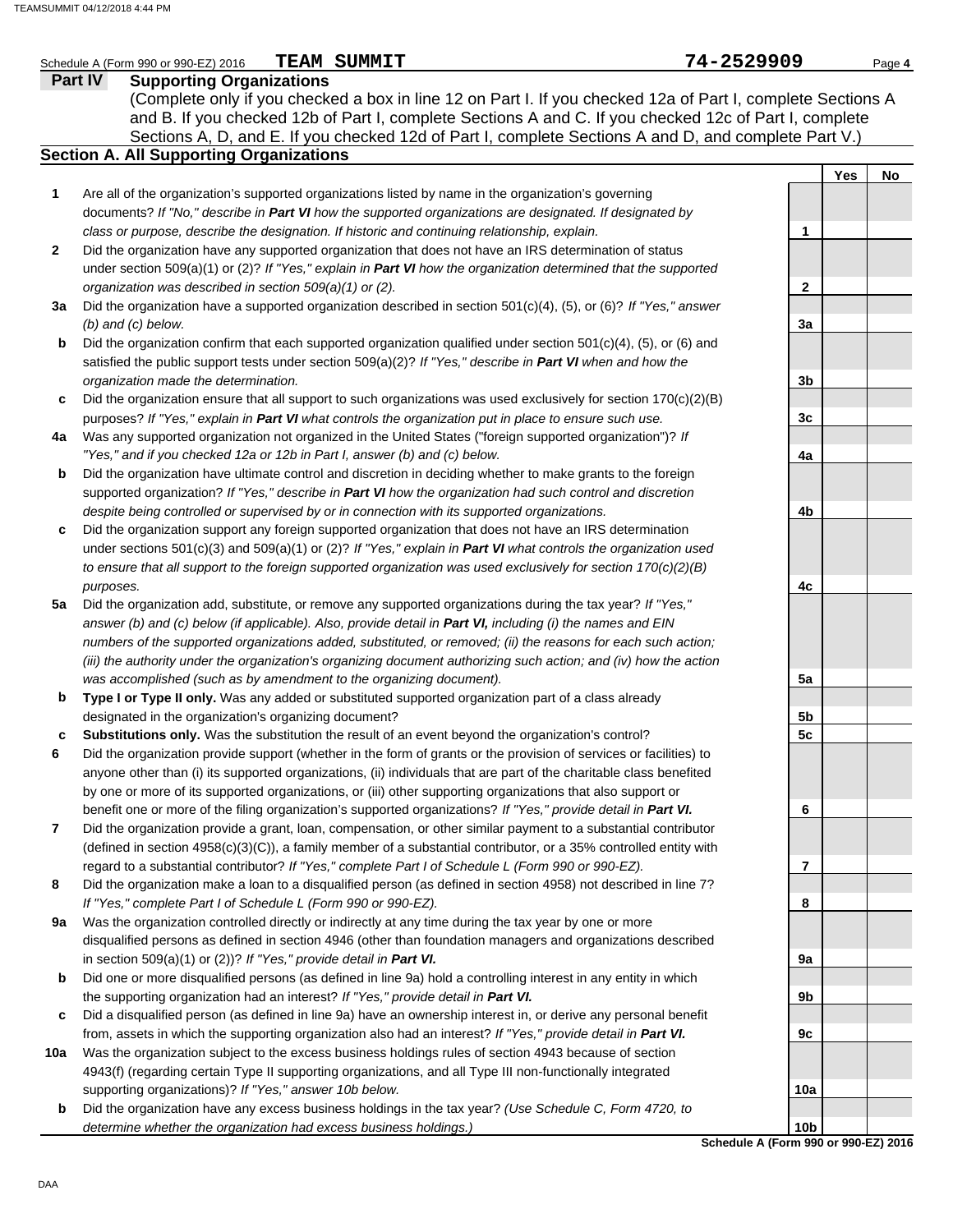Schedule A (Form 990 or 990-EZ) 2016 **TEAM SUMMIT** **74-2529909**

## Part IV Supporting Organizations

(Complete only if you checked a box in line 12 on Part I. If you checked 12a of Part I, complete Sections A and B. If you checked 12b of Part I, complete Sections A and C. If you checked 12c of Part I, complete Sections A, D, and E. If you checked 12d of Part I, complete Sections A and D, and complete Part V.)

### Section A. All Supporting Organizations

| | | | Yes | No |
|---|---|---|---|---|
| **1** | Are all of the organization's supported organizations listed by name in the organization's governing documents? *If "No," describe in* ***Part VI*** *how the supported organizations are designated. If designated by class or purpose, describe the designation. If historic and continuing relationship, explain.* | **1** | | |
| **2** | Did the organization have any supported organization that does not have an IRS determination of status under section 509(a)(1) or (2)? *If "Yes," explain in* ***Part VI*** *how the organization determined that the supported organization was described in section 509(a)(1) or (2).* | **2** | | |
| **3a** | Did the organization have a supported organization described in section 501(c)(4), (5), or (6)? *If "Yes," answer (b) and (c) below.* | **3a** | | |
| **b** | Did the organization confirm that each supported organization qualified under section 501(c)(4), (5), or (6) and satisfied the public support tests under section 509(a)(2)? *If "Yes," describe in* ***Part VI*** *when and how the organization made the determination.* | **3b** | | |
| **c** | Did the organization ensure that all support to such organizations was used exclusively for section 170(c)(2)(B) purposes? *If "Yes," explain in* ***Part VI*** *what controls the organization put in place to ensure such use.* | **3c** | | |
| **4a** | Was any supported organization not organized in the United States ("foreign supported organization")? *If "Yes," and if you checked 12a or 12b in Part I, answer (b) and (c) below.* | **4a** | | |
| **b** | Did the organization have ultimate control and discretion in deciding whether to make grants to the foreign supported organization? *If "Yes," describe in* ***Part VI*** *how the organization had such control and discretion despite being controlled or supervised by or in connection with its supported organizations.* | **4b** | | |
| **c** | Did the organization support any foreign supported organization that does not have an IRS determination under sections 501(c)(3) and 509(a)(1) or (2)? *If "Yes," explain in* ***Part VI*** *what controls the organization used to ensure that all support to the foreign supported organization was used exclusively for section 170(c)(2)(B) purposes.* | **4c** | | |
| **5a** | Did the organization add, substitute, or remove any supported organizations during the tax year? *If "Yes," answer (b) and (c) below (if applicable). Also, provide detail in* ***Part VI,*** *including (i) the names and EIN numbers of the supported organizations added, substituted, or removed; (ii) the reasons for each such action; (iii) the authority under the organization's organizing document authorizing such action; and (iv) how the action was accomplished (such as by amendment to the organizing document).* | **5a** | | |
| **b** | **Type I or Type II only.** Was any added or substituted supported organization part of a class already designated in the organization's organizing document? | **5b** | | |
| **c** | **Substitutions only.** Was the substitution the result of an event beyond the organization's control? | **5c** | | |
| **6** | Did the organization provide support (whether in the form of grants or the provision of services or facilities) to anyone other than (i) its supported organizations, (ii) individuals that are part of the charitable class benefited by one or more of its supported organizations, or (iii) other supporting organizations that also support or benefit one or more of the filing organization's supported organizations? *If "Yes," provide detail in* ***Part VI.*** | **6** | | |
| **7** | Did the organization provide a grant, loan, compensation, or other similar payment to a substantial contributor (defined in section 4958(c)(3)(C)), a family member of a substantial contributor, or a 35% controlled entity with regard to a substantial contributor? *If "Yes," complete Part I of Schedule L (Form 990 or 990-EZ).* | **7** | | |
| **8** | Did the organization make a loan to a disqualified person (as defined in section 4958) not described in line 7? *If "Yes," complete Part I of Schedule L (Form 990 or 990-EZ).* | **8** | | |
| **9a** | Was the organization controlled directly or indirectly at any time during the tax year by one or more disqualified persons as defined in section 4946 (other than foundation managers and organizations described in section 509(a)(1) or (2))? *If "Yes," provide detail in* ***Part VI.*** | **9a** | | |
| **b** | Did one or more disqualified persons (as defined in line 9a) hold a controlling interest in any entity in which the supporting organization had an interest? *If "Yes," provide detail in* ***Part VI.*** | **9b** | | |
| **c** | Did a disqualified person (as defined in line 9a) have an ownership interest in, or derive any personal benefit from, assets in which the supporting organization also had an interest? *If "Yes," provide detail in* ***Part VI.*** | **9c** | | |
| **10a** | Was the organization subject to the excess business holdings rules of section 4943 because of section 4943(f) (regarding certain Type II supporting organizations, and all Type III non-functionally integrated supporting organizations)? *If "Yes," answer 10b below.* | **10a** | | |
| **b** | Did the organization have any excess business holdings in the tax year? *(Use Schedule C, Form 4720, to determine whether the organization had excess business holdings.)* | **10b** | | |

**Schedule A (Form 990 or 990-EZ) 2016**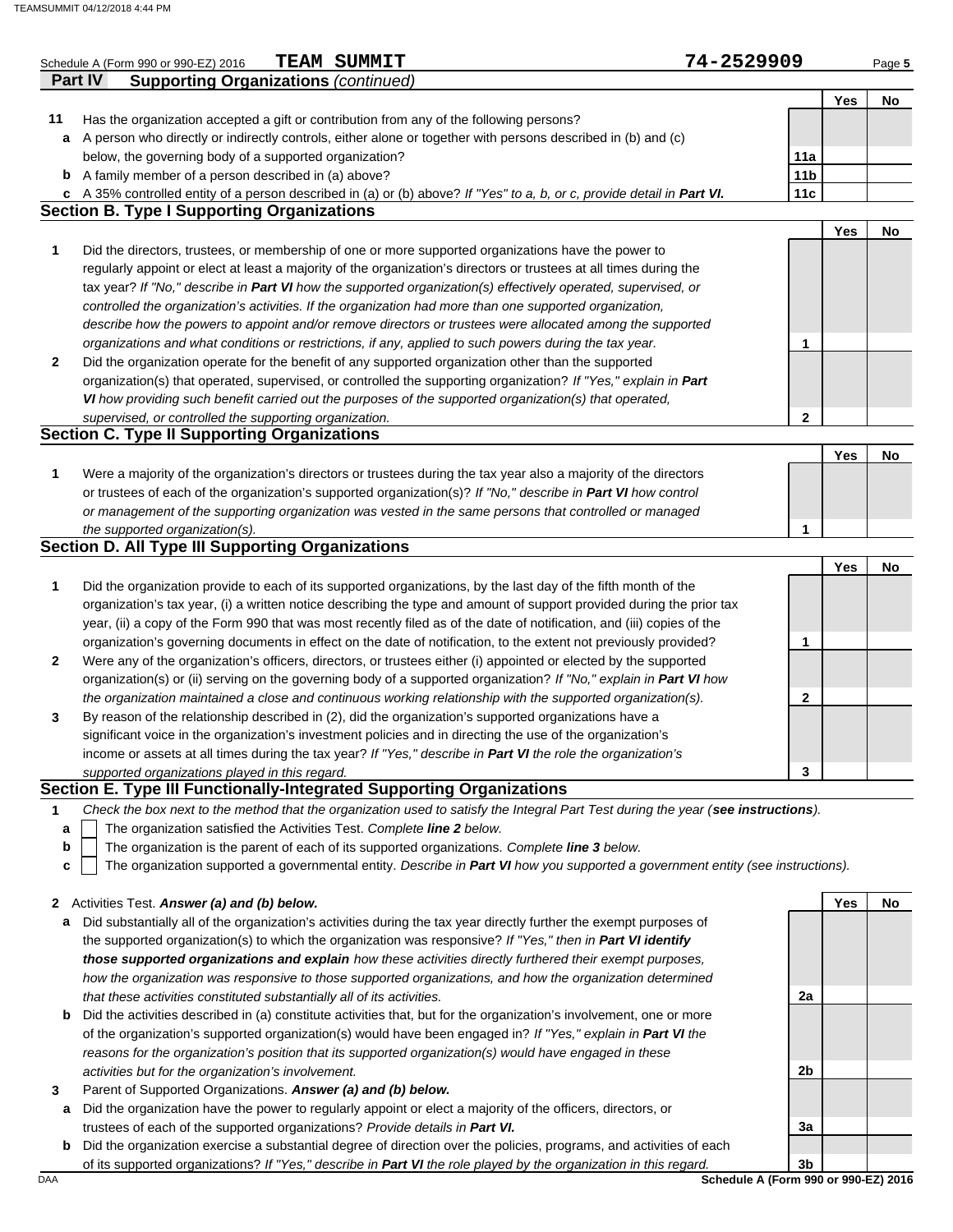Schedule A (Form 990 or 990-EZ) 2016 **TEAM SUMMIT** **74-2529909** Page **5**

## Part IV Supporting Organizations *(continued)*

| | | | Yes | No |
|---|---|---|---|---|
| **11** | Has the organization accepted a gift or contribution from any of the following persons? | | | |
| **a** | A person who directly or indirectly controls, either alone or together with persons described in (b) and (c) below, the governing body of a supported organization? | **11a** | | |
| **b** | A family member of a person described in (a) above? | **11b** | | |
| **c** | A 35% controlled entity of a person described in (a) or (b) above? *If "Yes" to a, b, or c, provide detail in* ***Part VI.*** | **11c** | | |

### Section B. Type I Supporting Organizations

| | | | Yes | No |
|---|---|---|---|---|
| **1** | Did the directors, trustees, or membership of one or more supported organizations have the power to regularly appoint or elect at least a majority of the organization's directors or trustees at all times during the tax year? *If "No," describe in* ***Part VI*** *how the supported organization(s) effectively operated, supervised, or controlled the organization's activities. If the organization had more than one supported organization, describe how the powers to appoint and/or remove directors or trustees were allocated among the supported organizations and what conditions or restrictions, if any, applied to such powers during the tax year.* | **1** | | |
| **2** | Did the organization operate for the benefit of any supported organization other than the supported organization(s) that operated, supervised, or controlled the supporting organization? *If "Yes," explain in* ***Part VI*** *how providing such benefit carried out the purposes of the supported organization(s) that operated, supervised, or controlled the supporting organization.* | **2** | | |

### Section C. Type II Supporting Organizations

| | | | Yes | No |
|---|---|---|---|---|
| **1** | Were a majority of the organization's directors or trustees during the tax year also a majority of the directors or trustees of each of the organization's supported organization(s)? *If "No," describe in* ***Part VI*** *how control or management of the supporting organization was vested in the same persons that controlled or managed the supported organization(s).* | **1** | | |

### Section D. All Type III Supporting Organizations

| | | | Yes | No |
|---|---|---|---|---|
| **1** | Did the organization provide to each of its supported organizations, by the last day of the fifth month of the organization's tax year, (i) a written notice describing the type and amount of support provided during the prior tax year, (ii) a copy of the Form 990 that was most recently filed as of the date of notification, and (iii) copies of the organization's governing documents in effect on the date of notification, to the extent not previously provided? | **1** | | |
| **2** | Were any of the organization's officers, directors, or trustees either (i) appointed or elected by the supported organization(s) or (ii) serving on the governing body of a supported organization? *If "No," explain in* ***Part VI*** *how the organization maintained a close and continuous working relationship with the supported organization(s).* | **2** | | |
| **3** | By reason of the relationship described in (2), did the organization's supported organizations have a significant voice in the organization's investment policies and in directing the use of the organization's income or assets at all times during the tax year? *If "Yes," describe in* ***Part VI*** *the role the organization's supported organizations played in this regard.* | **3** | | |

### Section E. Type III Functionally-Integrated Supporting Organizations

**1** *Check the box next to the method that the organization used to satisfy the Integral Part Test during the year (**see instructions**).*

- **a** ☐ The organization satisfied the Activities Test. *Complete **line 2** below.*
- **b** ☐ The organization is the parent of each of its supported organizations. *Complete **line 3** below.*
- **c** ☐ The organization supported a governmental entity. *Describe in **Part VI** how you supported a government entity (see instructions).*

| | | | Yes | No |
|---|---|---|---|---|
| **2** | Activities Test. ***Answer (a) and (b) below.*** | | | |
| **a** | Did substantially all of the organization's activities during the tax year directly further the exempt purposes of the supported organization(s) to which the organization was responsive? *If "Yes," then in* ***Part VI identify those supported organizations and explain*** *how these activities directly furthered their exempt purposes, how the organization was responsive to those supported organizations, and how the organization determined that these activities constituted substantially all of its activities.* | **2a** | | |
| **b** | Did the activities described in (a) constitute activities that, but for the organization's involvement, one or more of the organization's supported organization(s) would have been engaged in? *If "Yes," explain in* ***Part VI*** *the reasons for the organization's position that its supported organization(s) would have engaged in these activities but for the organization's involvement.* | **2b** | | |
| **3** | Parent of Supported Organizations. ***Answer (a) and (b) below.*** | | | |
| **a** | Did the organization have the power to regularly appoint or elect a majority of the officers, directors, or trustees of each of the supported organizations? *Provide details in* ***Part VI.*** | **3a** | | |
| **b** | Did the organization exercise a substantial degree of direction over the policies, programs, and activities of each of its supported organizations? *If "Yes," describe in* ***Part VI*** *the role played by the organization in this regard.* | **3b** | | |

DAA **Schedule A (Form 990 or 990-EZ) 2016**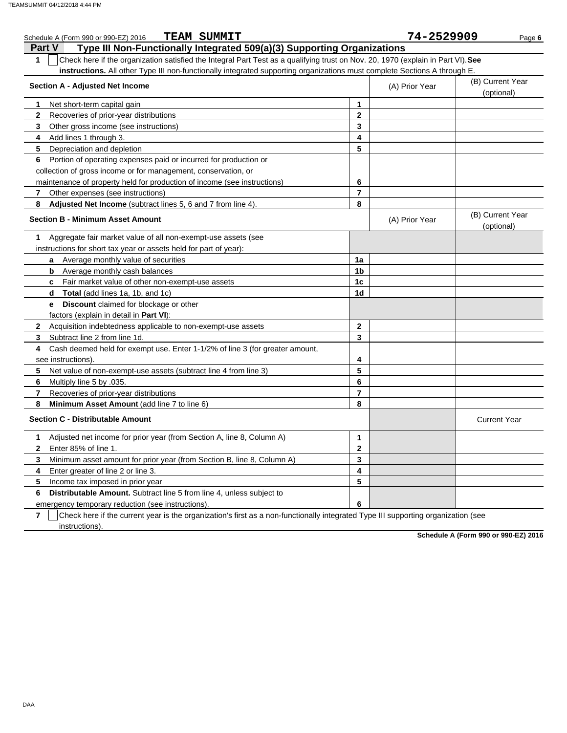Schedule A (Form 990 or 990-EZ) 2016 **TEAM SUMMIT** **74-2529909** Page **6**

## Part V Type III Non-Functionally Integrated 509(a)(3) Supporting Organizations

**1** ☐ Check here if the organization satisfied the Integral Part Test as a qualifying trust on Nov. 20, 1970 (explain in Part VI). **See instructions.** All other Type III non-functionally integrated supporting organizations must complete Sections A through E.

| **Section A - Adjusted Net Income** | | (A) Prior Year | (B) Current Year (optional) |
|---|---|---|---|
| **1** Net short-term capital gain | **1** | | |
| **2** Recoveries of prior-year distributions | **2** | | |
| **3** Other gross income (see instructions) | **3** | | |
| **4** Add lines 1 through 3. | **4** | | |
| **5** Depreciation and depletion | **5** | | |
| **6** Portion of operating expenses paid or incurred for production or collection of gross income or for management, conservation, or maintenance of property held for production of income (see instructions) | **6** | | |
| **7** Other expenses (see instructions) | **7** | | |
| **8** **Adjusted Net Income** (subtract lines 5, 6 and 7 from line 4). | **8** | | |

| **Section B - Minimum Asset Amount** | | (A) Prior Year | (B) Current Year (optional) |
|---|---|---|---|
| **1** Aggregate fair market value of all non-exempt-use assets (see instructions for short tax year or assets held for part of year): | | | |
| **a** Average monthly value of securities | **1a** | | |
| **b** Average monthly cash balances | **1b** | | |
| **c** Fair market value of other non-exempt-use assets | **1c** | | |
| **d** **Total** (add lines 1a, 1b, and 1c) | **1d** | | |
| **e** **Discount** claimed for blockage or other factors (explain in detail in **Part VI**): | | | |
| **2** Acquisition indebtedness applicable to non-exempt-use assets | **2** | | |
| **3** Subtract line 2 from line 1d. | **3** | | |
| **4** Cash deemed held for exempt use. Enter 1-1/2% of line 3 (for greater amount, see instructions). | **4** | | |
| **5** Net value of non-exempt-use assets (subtract line 4 from line 3) | **5** | | |
| **6** Multiply line 5 by .035. | **6** | | |
| **7** Recoveries of prior-year distributions | **7** | | |
| **8** **Minimum Asset Amount** (add line 7 to line 6) | **8** | | |

| **Section C - Distributable Amount** | | | Current Year |
|---|---|---|---|
| **1** Adjusted net income for prior year (from Section A, line 8, Column A) | **1** | | |
| **2** Enter 85% of line 1. | **2** | | |
| **3** Minimum asset amount for prior year (from Section B, line 8, Column A) | **3** | | |
| **4** Enter greater of line 2 or line 3. | **4** | | |
| **5** Income tax imposed in prior year | **5** | | |
| **6** **Distributable Amount.** Subtract line 5 from line 4, unless subject to emergency temporary reduction (see instructions). | **6** | | |

**7** ☐ Check here if the current year is the organization's first as a non-functionally integrated Type III supporting organization (see instructions).

**Schedule A (Form 990 or 990-EZ) 2016**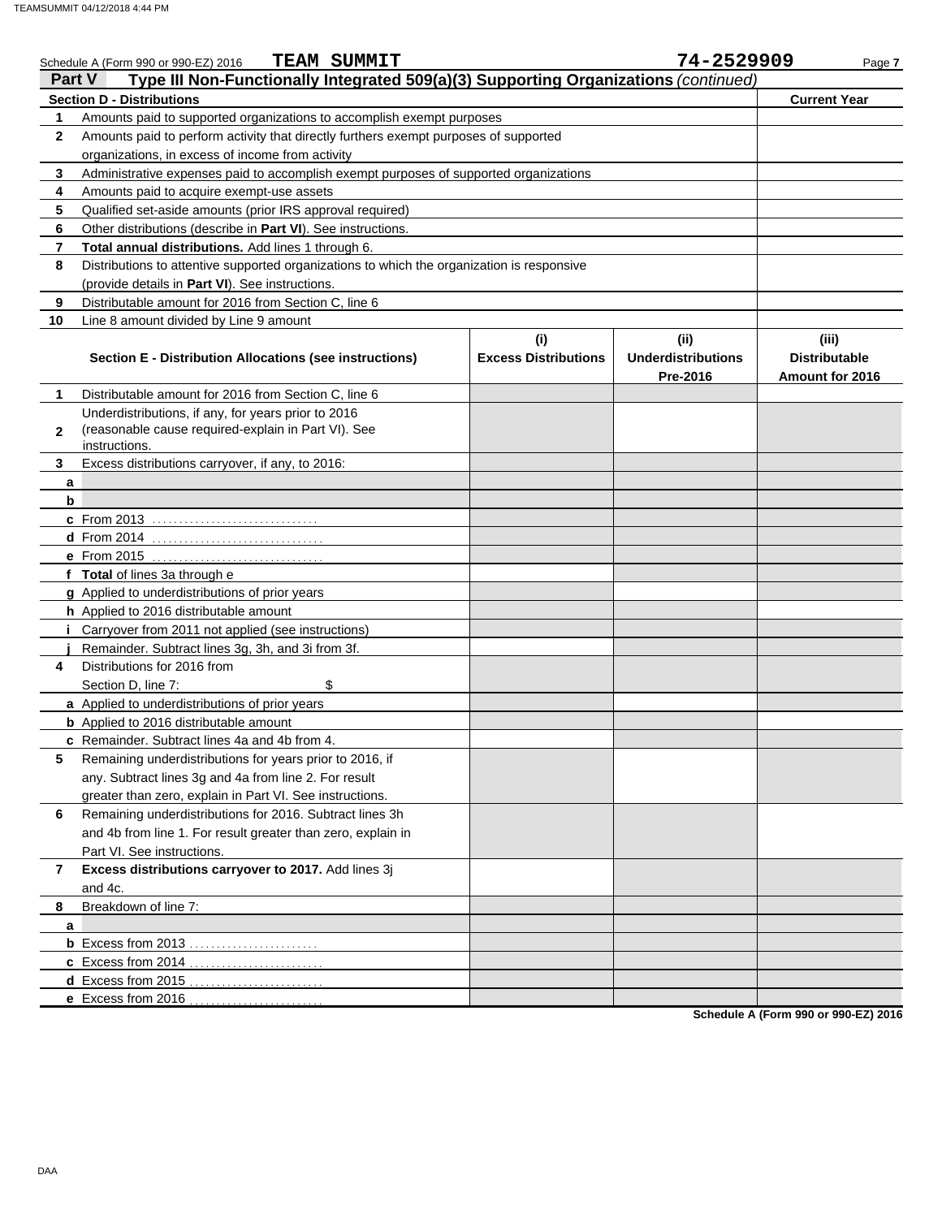Schedule A (Form 990 or 990-EZ) 2016 **TEAM SUMMIT** **74-2529909** Page **7**

## Part V Type III Non-Functionally Integrated 509(a)(3) Supporting Organizations *(continued)*

| Section D - Distributions | | Current Year |
|---|---|---|
| 1 | Amounts paid to supported organizations to accomplish exempt purposes | |
| 2 | Amounts paid to perform activity that directly furthers exempt purposes of supported organizations, in excess of income from activity | |
| 3 | Administrative expenses paid to accomplish exempt purposes of supported organizations | |
| 4 | Amounts paid to acquire exempt-use assets | |
| 5 | Qualified set-aside amounts (prior IRS approval required) | |
| 6 | Other distributions (describe in **Part VI**). See instructions. | |
| 7 | **Total annual distributions.** Add lines 1 through 6. | |
| 8 | Distributions to attentive supported organizations to which the organization is responsive (provide details in **Part VI**). See instructions. | |
| 9 | Distributable amount for 2016 from Section C, line 6 | |
| 10 | Line 8 amount divided by Line 9 amount | |

| | Section E - Distribution Allocations (see instructions) | (i) Excess Distributions | (ii) Underdistributions Pre-2016 | (iii) Distributable Amount for 2016 |
|---|---|---|---|---|
| 1 | Distributable amount for 2016 from Section C, line 6 | | | |
| 2 | Underdistributions, if any, for years prior to 2016 (reasonable cause required-explain in Part VI). See instructions. | | | |
| 3 | Excess distributions carryover, if any, to 2016: | | | |
| a | | | | |
| b | | | | |
| c | From 2013 | | | |
| d | From 2014 | | | |
| e | From 2015 | | | |
| f | **Total** of lines 3a through e | | | |
| g | Applied to underdistributions of prior years | | | |
| h | Applied to 2016 distributable amount | | | |
| i | Carryover from 2011 not applied (see instructions) | | | |
| j | Remainder. Subtract lines 3g, 3h, and 3i from 3f. | | | |
| 4 | Distributions for 2016 from Section D, line 7: $ | | | |
| a | Applied to underdistributions of prior years | | | |
| b | Applied to 2016 distributable amount | | | |
| c | Remainder. Subtract lines 4a and 4b from 4. | | | |
| 5 | Remaining underdistributions for years prior to 2016, if any. Subtract lines 3g and 4a from line 2. For result greater than zero, explain in Part VI. See instructions. | | | |
| 6 | Remaining underdistributions for 2016. Subtract lines 3h and 4b from line 1. For result greater than zero, explain in Part VI. See instructions. | | | |
| 7 | **Excess distributions carryover to 2017.** Add lines 3j and 4c. | | | |
| 8 | Breakdown of line 7: | | | |
| a | | | | |
| b | Excess from 2013 | | | |
| c | Excess from 2014 | | | |
| d | Excess from 2015 | | | |
| e | Excess from 2016 | | | |

**Schedule A (Form 990 or 990-EZ) 2016**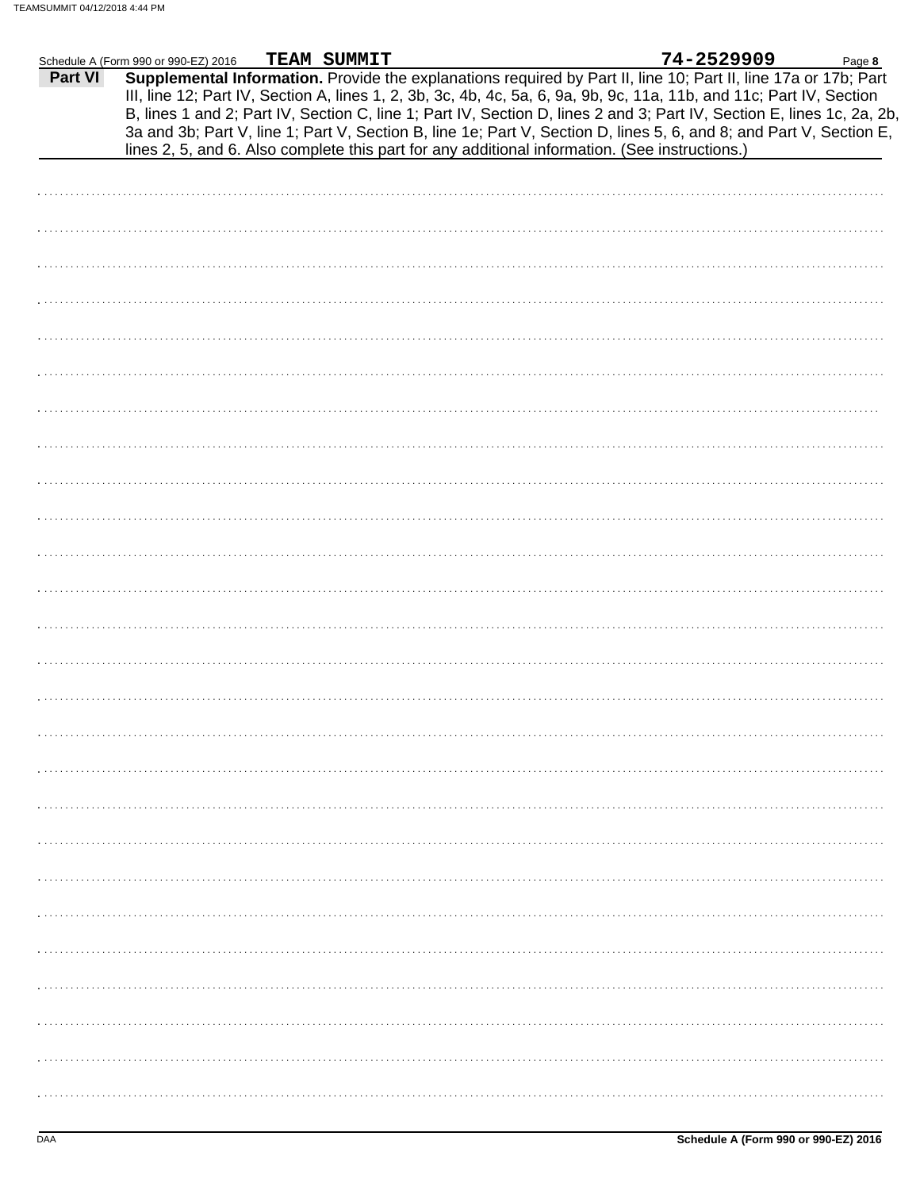Schedule A (Form 990 or 990-EZ) 2016 **TEAM SUMMIT** **74-2529909** Page **8**

**Part VI** **Supplemental Information.** Provide the explanations required by Part II, line 10; Part II, line 17a or 17b; Part III, line 12; Part IV, Section A, lines 1, 2, 3b, 3c, 4b, 4c, 5a, 6, 9a, 9b, 9c, 11a, 11b, and 11c; Part IV, Section B, lines 1 and 2; Part IV, Section C, line 1; Part IV, Section D, lines 2 and 3; Part IV, Section E, lines 1c, 2a, 2b, 3a and 3b; Part V, line 1; Part V, Section B, line 1e; Part V, Section D, lines 5, 6, and 8; and Part V, Section E, lines 2, 5, and 6. Also complete this part for any additional information. (See instructions.)

DAA **Schedule A (Form 990 or 990-EZ) 2016**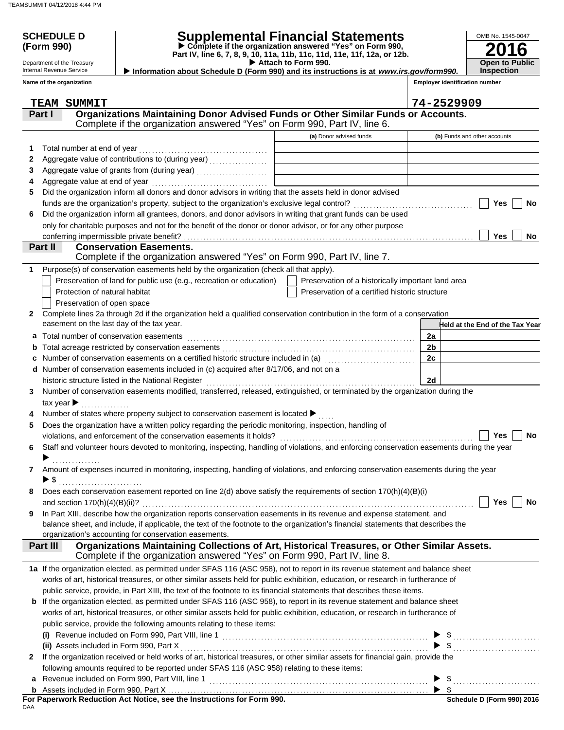**SCHEDULE D (Form 990)**

Department of the Treasury
Internal Revenue Service

# Supplemental Financial Statements

▶ Complete if the organization answered "Yes" on Form 990, Part IV, line 6, 7, 8, 9, 10, 11a, 11b, 11c, 11d, 11e, 11f, 12a, or 12b.

▶ Attach to Form 990.

▶ Information about Schedule D (Form 990) and its instructions is at *www.irs.gov/form990.*

OMB No. 1545-0047

**2016**

**Open to Public Inspection**

**Name of the organization**: TEAM SUMMIT

**Employer identification number**: 74-2529909

## Part I Organizations Maintaining Donor Advised Funds or Other Similar Funds or Accounts.
Complete if the organization answered "Yes" on Form 990, Part IV, line 6.

| | | (a) Donor advised funds | (b) Funds and other accounts |
|---|---|---|---|
| 1 | Total number at end of year | | |
| 2 | Aggregate value of contributions to (during year) | | |
| 3 | Aggregate value of grants from (during year) | | |
| 4 | Aggregate value at end of year | | |

5 Did the organization inform all donors and donor advisors in writing that the assets held in donor advised funds are the organization's property, subject to the organization's exclusive legal control? ☐ Yes ☐ No

6 Did the organization inform all grantees, donors, and donor advisors in writing that grant funds can be used only for charitable purposes and not for the benefit of the donor or donor advisor, or for any other purpose conferring impermissible private benefit? ☐ Yes ☐ No

## Part II Conservation Easements.
Complete if the organization answered "Yes" on Form 990, Part IV, line 7.

1 Purpose(s) of conservation easements held by the organization (check all that apply).

- ☐ Preservation of land for public use (e.g., recreation or education)
- ☐ Preservation of a historically important land area
- ☐ Protection of natural habitat
- ☐ Preservation of a certified historic structure
- ☐ Preservation of open space

2 Complete lines 2a through 2d if the organization held a qualified conservation contribution in the form of a conservation easement on the last day of the tax year.

| | | | Held at the End of the Tax Year |
|---|---|---|---|
| a | Total number of conservation easements | 2a | |
| b | Total acreage restricted by conservation easements | 2b | |
| c | Number of conservation easements on a certified historic structure included in (a) | 2c | |
| d | Number of conservation easements included in (c) acquired after 8/17/06, and not on a historic structure listed in the National Register | 2d | |

3 Number of conservation easements modified, transferred, released, extinguished, or terminated by the organization during the tax year ▶

4 Number of states where property subject to conservation easement is located ▶

5 Does the organization have a written policy regarding the periodic monitoring, inspection, handling of violations, and enforcement of the conservation easements it holds? ☐ Yes ☐ No

6 Staff and volunteer hours devoted to monitoring, inspecting, handling of violations, and enforcing conservation easements during the year ▶

7 Amount of expenses incurred in monitoring, inspecting, handling of violations, and enforcing conservation easements during the year ▶ $

8 Does each conservation easement reported on line 2(d) above satisfy the requirements of section 170(h)(4)(B)(i) and section 170(h)(4)(B)(ii)? ☐ Yes ☐ No

9 In Part XIII, describe how the organization reports conservation easements in its revenue and expense statement, and balance sheet, and include, if applicable, the text of the footnote to the organization's financial statements that describes the organization's accounting for conservation easements.

## Part III Organizations Maintaining Collections of Art, Historical Treasures, or Other Similar Assets.
Complete if the organization answered "Yes" on Form 990, Part IV, line 8.

1a If the organization elected, as permitted under SFAS 116 (ASC 958), not to report in its revenue statement and balance sheet works of art, historical treasures, or other similar assets held for public exhibition, education, or research in furtherance of public service, provide, in Part XIII, the text of the footnote to its financial statements that describes these items.

b If the organization elected, as permitted under SFAS 116 (ASC 958), to report in its revenue statement and balance sheet works of art, historical treasures, or other similar assets held for public exhibition, education, or research in furtherance of public service, provide the following amounts relating to these items:

(i) Revenue included on Form 990, Part VIII, line 1 ▶ $

(ii) Assets included in Form 990, Part X ▶ $

2 If the organization received or held works of art, historical treasures, or other similar assets for financial gain, provide the following amounts required to be reported under SFAS 116 (ASC 958) relating to these items:

a Revenue included on Form 990, Part VIII, line 1 ▶ $

b Assets included in Form 990, Part X ▶ $

**For Paperwork Reduction Act Notice, see the Instructions for Form 990.**

DAA

**Schedule D (Form 990) 2016**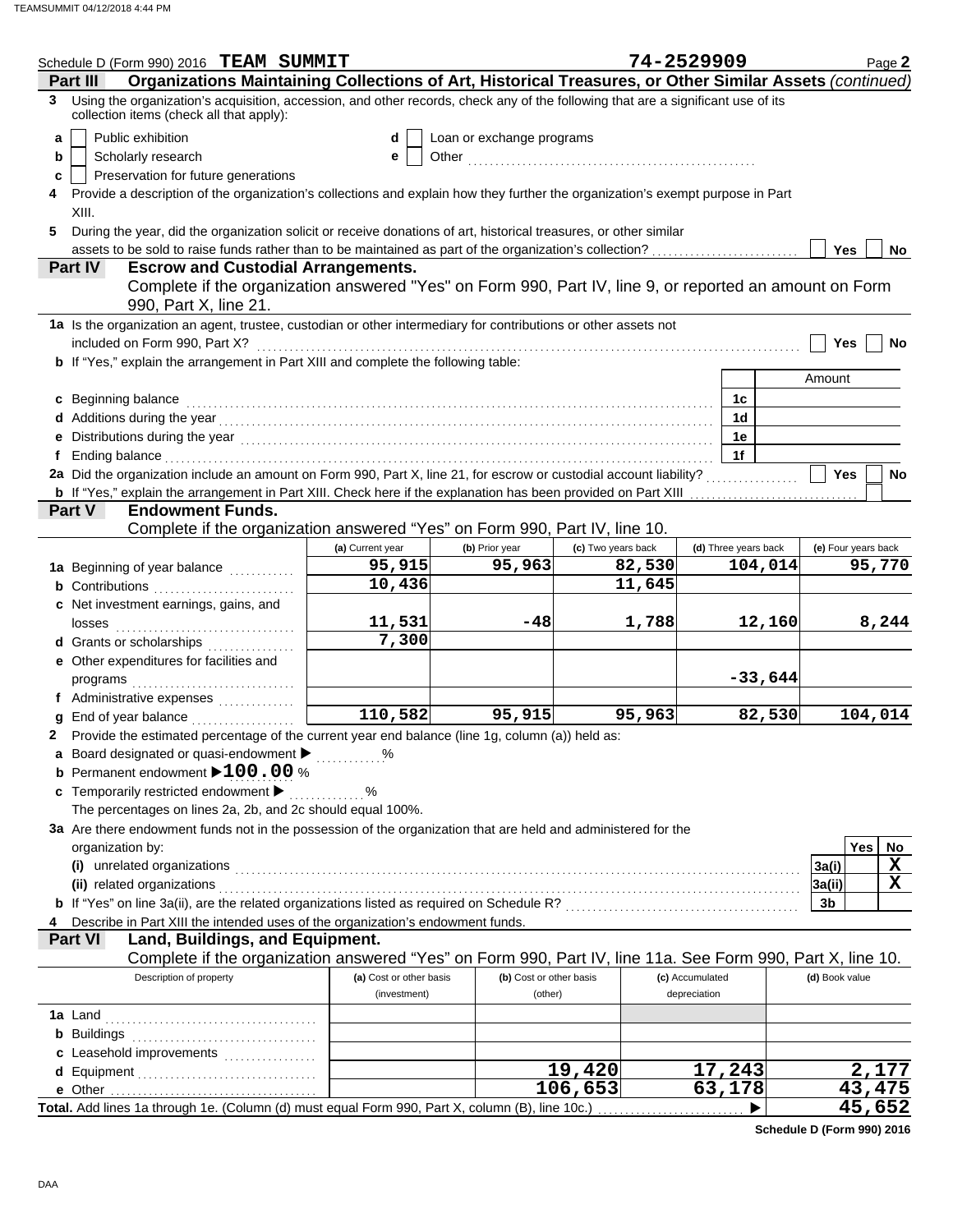Schedule D (Form 990) 2016 **TEAM SUMMIT** **74-2529909** Page **2**

## Part III Organizations Maintaining Collections of Art, Historical Treasures, or Other Similar Assets *(continued)*

**3** Using the organization's acquisition, accession, and other records, check any of the following that are a significant use of its collection items (check all that apply):

- **a** ☐ Public exhibition
- **b** ☐ Scholarly research
- **c** ☐ Preservation for future generations
- **d** ☐ Loan or exchange programs
- **e** ☐ Other ....................................................

**4** Provide a description of the organization's collections and explain how they further the organization's exempt purpose in Part XIII.

**5** During the year, did the organization solicit or receive donations of art, historical treasures, or other similar assets to be sold to raise funds rather than to be maintained as part of the organization's collection? ☐ Yes ☐ No

## Part IV Escrow and Custodial Arrangements.

Complete if the organization answered "Yes" on Form 990, Part IV, line 9, or reported an amount on Form 990, Part X, line 21.

**1a** Is the organization an agent, trustee, custodian or other intermediary for contributions or other assets not included on Form 990, Part X? ☐ Yes ☐ No

**b** If "Yes," explain the arrangement in Part XIII and complete the following table:

| | | Amount |
|---|---|---|
| **c** Beginning balance | 1c | |
| **d** Additions during the year | 1d | |
| **e** Distributions during the year | 1e | |
| **f** Ending balance | 1f | |

**2a** Did the organization include an amount on Form 990, Part X, line 21, for escrow or custodial account liability? ☐ Yes ☐ No

**b** If "Yes," explain the arrangement in Part XIII. Check here if the explanation has been provided on Part XIII ☐

## Part V Endowment Funds.

Complete if the organization answered "Yes" on Form 990, Part IV, line 10.

| | (a) Current year | (b) Prior year | (c) Two years back | (d) Three years back | (e) Four years back |
|---|---|---|---|---|---|
| **1a** Beginning of year balance | 95,915 | 95,963 | 82,530 | 104,014 | 95,770 |
| **b** Contributions | 10,436 | | 11,645 | | |
| **c** Net investment earnings, gains, and losses | 11,531 | -48 | 1,788 | 12,160 | 8,244 |
| **d** Grants or scholarships | 7,300 | | | | |
| **e** Other expenditures for facilities and programs | | | | -33,644 | |
| **f** Administrative expenses | | | | | |
| **g** End of year balance | 110,582 | 95,915 | 95,963 | 82,530 | 104,014 |

**2** Provide the estimated percentage of the current year end balance (line 1g, column (a)) held as:

- **a** Board designated or quasi-endowment ▶ ............ %
- **b** Permanent endowment ▶ **100.00** %
- **c** Temporarily restricted endowment ▶ ............ %

The percentages on lines 2a, 2b, and 2c should equal 100%.

**3a** Are there endowment funds not in the possession of the organization that are held and administered for the organization by:

| | | Yes | No |
|---|---|---|---|
| **(i)** unrelated organizations | 3a(i) | | X |
| **(ii)** related organizations | 3a(ii) | | X |
| **b** If "Yes" on line 3a(ii), are the related organizations listed as required on Schedule R? | 3b | | |

**4** Describe in Part XIII the intended uses of the organization's endowment funds.

## Part VI Land, Buildings, and Equipment.

Complete if the organization answered "Yes" on Form 990, Part IV, line 11a. See Form 990, Part X, line 10.

| Description of property | (a) Cost or other basis (investment) | (b) Cost or other basis (other) | (c) Accumulated depreciation | (d) Book value |
|---|---|---|---|---|
| **1a** Land | | | | |
| **b** Buildings | | | | |
| **c** Leasehold improvements | | | | |
| **d** Equipment | | 19,420 | 17,243 | 2,177 |
| **e** Other | | 106,653 | 63,178 | 43,475 |
| **Total.** Add lines 1a through 1e. (Column (d) must equal Form 990, Part X, column (B), line 10c.) ▶ | | | | 45,652 |

**Schedule D (Form 990) 2016**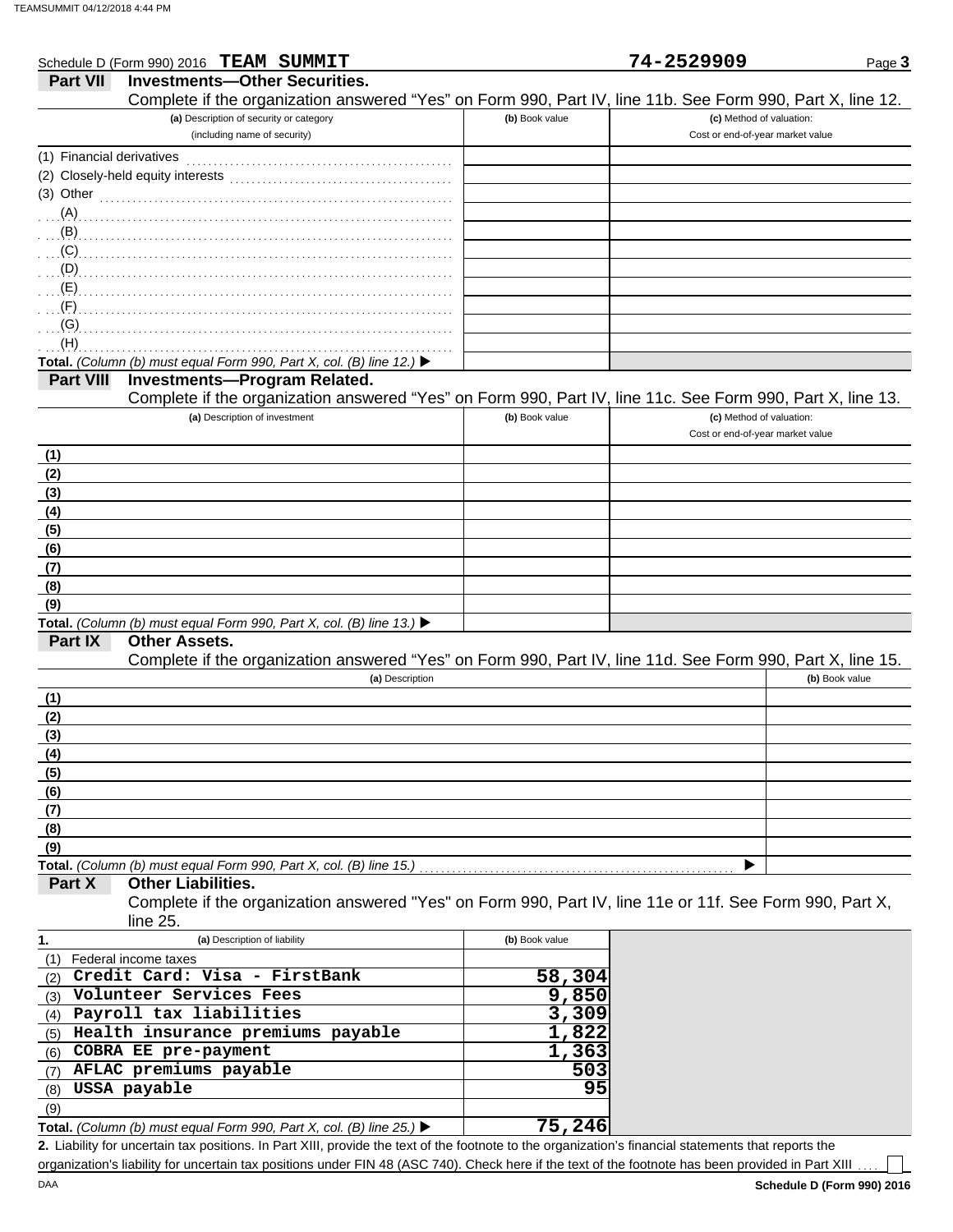Schedule D (Form 990) 2016 **TEAM SUMMIT** **74-2529909** Page **3**

## Part VII Investments—Other Securities.

Complete if the organization answered "Yes" on Form 990, Part IV, line 11b. See Form 990, Part X, line 12.

| (a) Description of security or category (including name of security) | (b) Book value | (c) Method of valuation: Cost or end-of-year market value |
|---|---|---|
| (1) Financial derivatives | | |
| (2) Closely-held equity interests | | |
| (3) Other | | |
| (A) | | |
| (B) | | |
| (C) | | |
| (D) | | |
| (E) | | |
| (F) | | |
| (G) | | |
| (H) | | |
| **Total.** *(Column (b) must equal Form 990, Part X, col. (B) line 12.)* ▶ | | |

## Part VIII Investments—Program Related.

Complete if the organization answered "Yes" on Form 990, Part IV, line 11c. See Form 990, Part X, line 13.

| (a) Description of investment | (b) Book value | (c) Method of valuation: Cost or end-of-year market value |
|---|---|---|
| (1) | | |
| (2) | | |
| (3) | | |
| (4) | | |
| (5) | | |
| (6) | | |
| (7) | | |
| (8) | | |
| (9) | | |
| **Total.** *(Column (b) must equal Form 990, Part X, col. (B) line 13.)* ▶ | | |

## Part IX Other Assets.

Complete if the organization answered "Yes" on Form 990, Part IV, line 11d. See Form 990, Part X, line 15.

| (a) Description | (b) Book value |
|---|---|
| (1) | |
| (2) | |
| (3) | |
| (4) | |
| (5) | |
| (6) | |
| (7) | |
| (8) | |
| (9) | |
| **Total.** *(Column (b) must equal Form 990, Part X, col. (B) line 15.)* ▶ | |

## Part X Other Liabilities.

Complete if the organization answered "Yes" on Form 990, Part IV, line 11e or 11f. See Form 990, Part X, line 25.

| 1. (a) Description of liability | (b) Book value |
|---|---|
| (1) Federal income taxes | |
| (2) Credit Card: Visa - FirstBank | 58,304 |
| (3) Volunteer Services Fees | 9,850 |
| (4) Payroll tax liabilities | 3,309 |
| (5) Health insurance premiums payable | 1,822 |
| (6) COBRA EE pre-payment | 1,363 |
| (7) AFLAC premiums payable | 503 |
| (8) USSA payable | 95 |
| (9) | |
| **Total.** *(Column (b) must equal Form 990, Part X, col. (B) line 25.)* ▶ | 75,246 |

**2.** Liability for uncertain tax positions. In Part XIII, provide the text of the footnote to the organization's financial statements that reports the organization's liability for uncertain tax positions under FIN 48 (ASC 740). Check here if the text of the footnote has been provided in Part XIII ☐

**Schedule D (Form 990) 2016**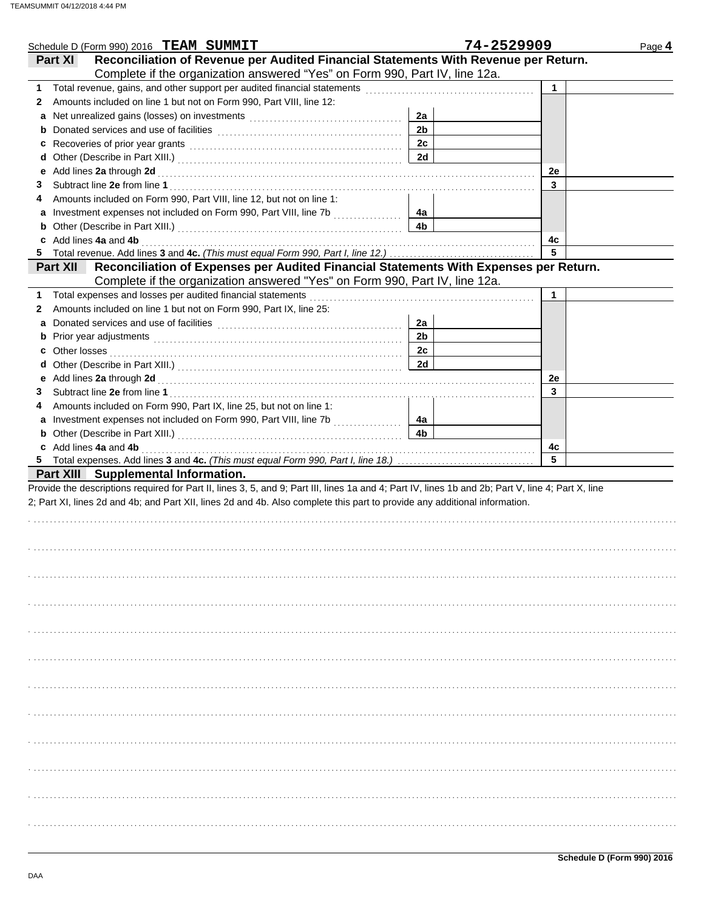Schedule D (Form 990) 2016 **TEAM SUMMIT** **74-2529909** Page **4**

## Part XI Reconciliation of Revenue per Audited Financial Statements With Revenue per Return.

Complete if the organization answered "Yes" on Form 990, Part IV, line 12a.

| | | | | | |
|---|---|---|---|---|---|
| **1** | Total revenue, gains, and other support per audited financial statements | | | 1 | |
| **2** | Amounts included on line 1 but not on Form 990, Part VIII, line 12: | | | | |
| **a** | Net unrealized gains (losses) on investments | 2a | | | |
| **b** | Donated services and use of facilities | 2b | | | |
| **c** | Recoveries of prior year grants | 2c | | | |
| **d** | Other (Describe in Part XIII.) | 2d | | | |
| **e** | Add lines **2a** through **2d** | | | 2e | |
| **3** | Subtract line **2e** from line **1** | | | 3 | |
| **4** | Amounts included on Form 990, Part VIII, line 12, but not on line 1: | | | | |
| **a** | Investment expenses not included on Form 990, Part VIII, line 7b | 4a | | | |
| **b** | Other (Describe in Part XIII.) | 4b | | | |
| **c** | Add lines **4a** and **4b** | | | 4c | |
| **5** | Total revenue. Add lines **3** and **4c.** *(This must equal Form 990, Part I, line 12.)* | | | 5 | |

## Part XII Reconciliation of Expenses per Audited Financial Statements With Expenses per Return.

Complete if the organization answered "Yes" on Form 990, Part IV, line 12a.

| | | | | | |
|---|---|---|---|---|---|
| **1** | Total expenses and losses per audited financial statements | | | 1 | |
| **2** | Amounts included on line 1 but not on Form 990, Part IX, line 25: | | | | |
| **a** | Donated services and use of facilities | 2a | | | |
| **b** | Prior year adjustments | 2b | | | |
| **c** | Other losses | 2c | | | |
| **d** | Other (Describe in Part XIII.) | 2d | | | |
| **e** | Add lines **2a** through **2d** | | | 2e | |
| **3** | Subtract line **2e** from line **1** | | | 3 | |
| **4** | Amounts included on Form 990, Part IX, line 25, but not on line 1: | | | | |
| **a** | Investment expenses not included on Form 990, Part VIII, line 7b | 4a | | | |
| **b** | Other (Describe in Part XIII.) | 4b | | | |
| **c** | Add lines **4a** and **4b** | | | 4c | |
| **5** | Total expenses. Add lines **3** and **4c.** *(This must equal Form 990, Part I, line 18.)* | | | 5 | |

## Part XIII Supplemental Information.

Provide the descriptions required for Part II, lines 3, 5, and 9; Part III, lines 1a and 4; Part IV, lines 1b and 2b; Part V, line 4; Part X, line 2; Part XI, lines 2d and 4b; and Part XII, lines 2d and 4b. Also complete this part to provide any additional information.

**Schedule D (Form 990) 2016**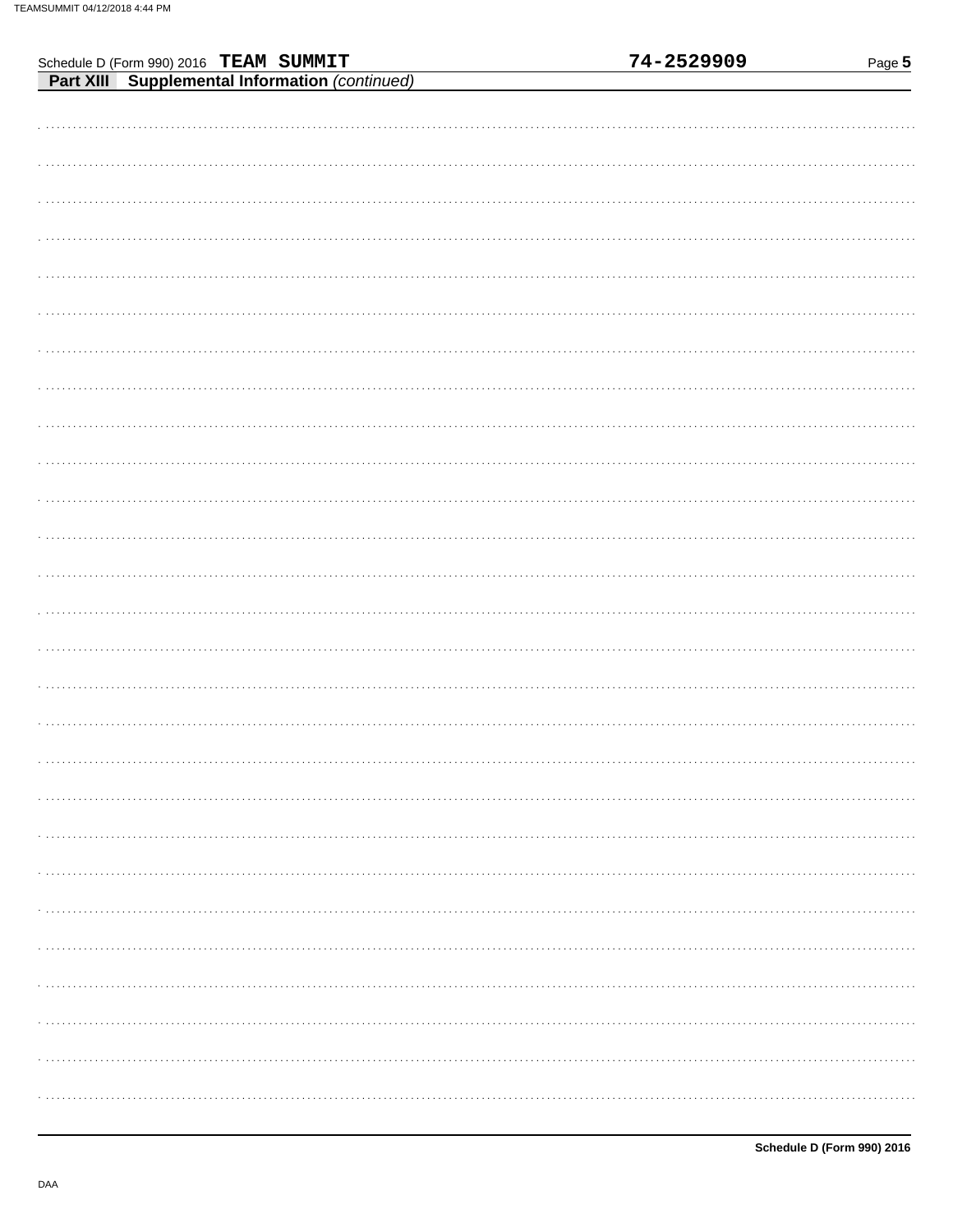Schedule D (Form 990) 2016 **TEAM SUMMIT** **74-2529909**

**Part XIII Supplemental Information** *(continued)*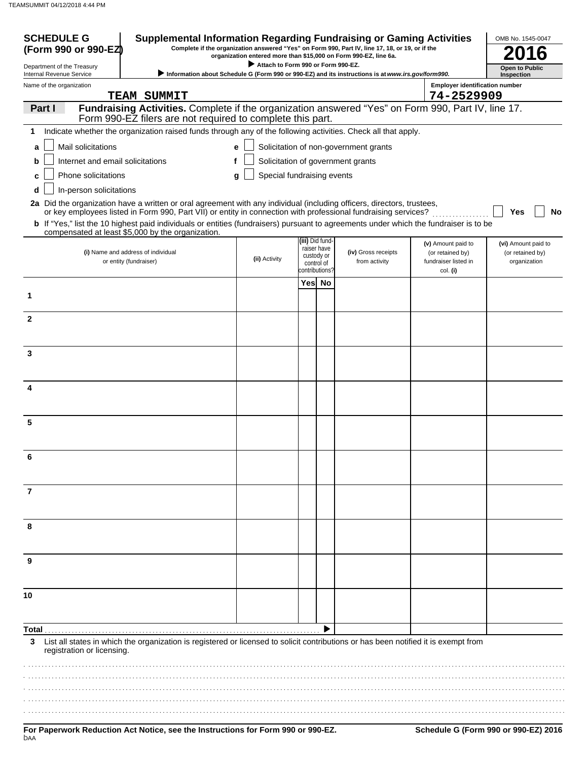# SCHEDULE G (Form 990 or 990-EZ)

Department of the Treasury
Internal Revenue Service

## Supplemental Information Regarding Fundraising or Gaming Activities

**Complete if the organization answered "Yes" on Form 990, Part IV, line 17, 18, or 19, or if the organization entered more than $15,000 on Form 990-EZ, line 6a.**

▶ **Attach to Form 990 or Form 990-EZ.**

▶ **Information about Schedule G (Form 990 or 990-EZ) and its instructions is at www.irs.gov/form990.**

OMB No. 1545-0047

**2016**

**Open to Public Inspection**

Name of the organization: TEAM SUMMIT

Employer identification number: 74-2529909

**Part I** **Fundraising Activities.** Complete if the organization answered "Yes" on Form 990, Part IV, line 17. Form 990-EZ filers are not required to complete this part.

**1** Indicate whether the organization raised funds through any of the following activities. Check all that apply.

- **a** ☐ Mail solicitations
- **b** ☐ Internet and email solicitations
- **c** ☐ Phone solicitations
- **d** ☐ In-person solicitations
- **e** ☐ Solicitation of non-government grants
- **f** ☐ Solicitation of government grants
- **g** ☐ Special fundraising events

**2a** Did the organization have a written or oral agreement with any individual (including officers, directors, trustees, or key employees listed in Form 990, Part VII) or entity in connection with professional fundraising services? ☐ **Yes** ☐ **No**

**b** If "Yes," list the 10 highest paid individuals or entities (fundraisers) pursuant to agreements under which the fundraiser is to be compensated at least $5,000 by the organization.

| | (i) Name and address of individual or entity (fundraiser) | (ii) Activity | (iii) Did fund-raiser have custody or control of contributions? Yes | No | (iv) Gross receipts from activity | (v) Amount paid to (or retained by) fundraiser listed in col. (i) | (vi) Amount paid to (or retained by) organization |
|---|---|---|---|---|---|---|---|
| 1 | | | | | | | |
| 2 | | | | | | | |
| 3 | | | | | | | |
| 4 | | | | | | | |
| 5 | | | | | | | |
| 6 | | | | | | | |
| 7 | | | | | | | |
| 8 | | | | | | | |
| 9 | | | | | | | |
| 10 | | | | | | | |
| **Total** ▶ | | | | | | | |

**3** List all states in which the organization is registered or licensed to solicit contributions or has been notified it is exempt from registration or licensing.

**For Paperwork Reduction Act Notice, see the Instructions for Form 990 or 990-EZ.**

**Schedule G (Form 990 or 990-EZ) 2016**

DAA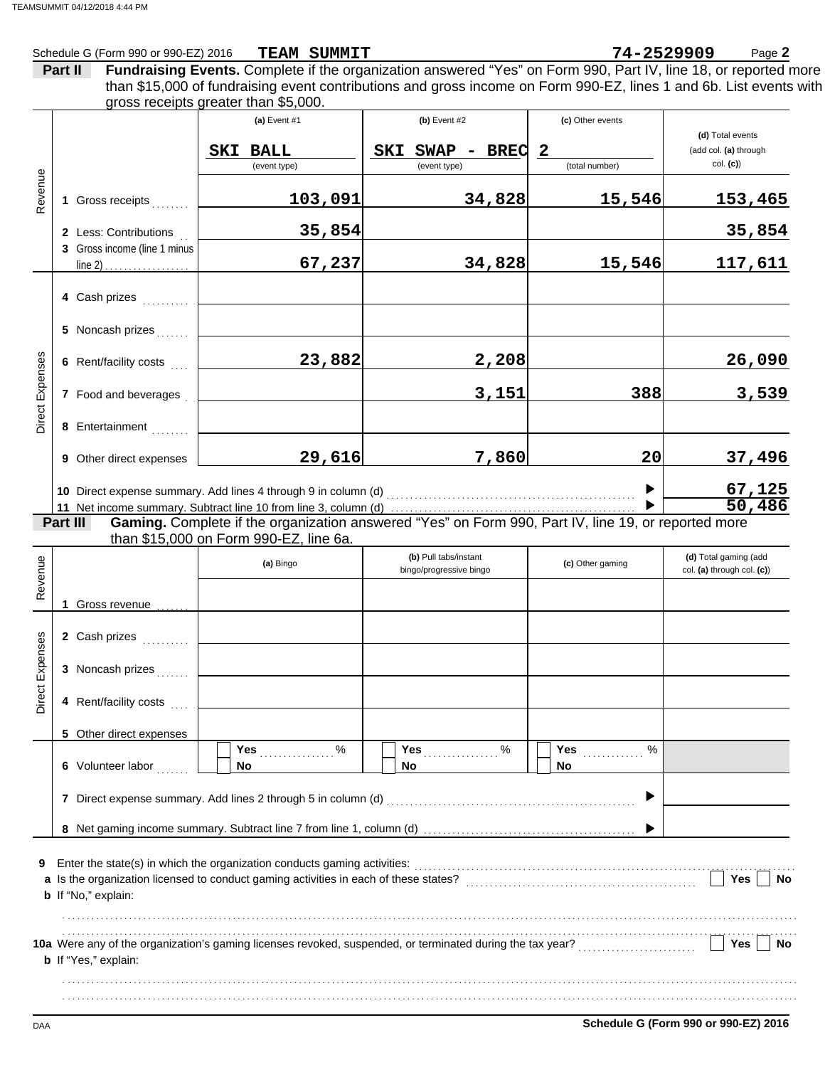Schedule G (Form 990 or 990-EZ) 2016 **TEAM SUMMIT** **74-2529909** Page **2**

**Part II** **Fundraising Events.** Complete if the organization answered "Yes" on Form 990, Part IV, line 18, or reported more than $15,000 of fundraising event contributions and gross income on Form 990-EZ, lines 1 and 6b. List events with gross receipts greater than $5,000.

| | | (a) Event #1 | (b) Event #2 | (c) Other events | (d) Total events (add col. (a) through col. (c)) |
|---|---|---|---|---|---|
| | | SKI BALL (event type) | SKI SWAP - BREC (event type) | 2 (total number) | |
| Revenue | 1 Gross receipts | 103,091 | 34,828 | 15,546 | 153,465 |
| | 2 Less: Contributions | 35,854 | | | 35,854 |
| | 3 Gross income (line 1 minus line 2) | 67,237 | 34,828 | 15,546 | 117,611 |
| Direct Expenses | 4 Cash prizes | | | | |
| | 5 Noncash prizes | | | | |
| | 6 Rent/facility costs | 23,882 | 2,208 | | 26,090 |
| | 7 Food and beverages | | 3,151 | 388 | 3,539 |
| | 8 Entertainment | | | | |
| | 9 Other direct expenses | 29,616 | 7,860 | 20 | 37,496 |
| | 10 Direct expense summary. Add lines 4 through 9 in column (d) | | | | 67,125 |
| | 11 Net income summary. Subtract line 10 from line 3, column (d) | | | | 50,486 |

**Part III** **Gaming.** Complete if the organization answered "Yes" on Form 990, Part IV, line 19, or reported more than $15,000 on Form 990-EZ, line 6a.

| | | (a) Bingo | (b) Pull tabs/instant bingo/progressive bingo | (c) Other gaming | (d) Total gaming (add col. (a) through col. (c)) |
|---|---|---|---|---|---|
| Revenue | 1 Gross revenue | | | | |
| Direct Expenses | 2 Cash prizes | | | | |
| | 3 Noncash prizes | | | | |
| | 4 Rent/facility costs | | | | |
| | 5 Other direct expenses | | | | |
| | 6 Volunteer labor | Yes ___ % / No | Yes ___ % / No | Yes ___ % / No | |
| | 7 Direct expense summary. Add lines 2 through 5 in column (d) | | | | |
| | 8 Net gaming income summary. Subtract line 7 from line 1, column (d) | | | | |

**9** Enter the state(s) in which the organization conducts gaming activities:

**a** Is the organization licensed to conduct gaming activities in each of these states? Yes No

**b** If "No," explain:

**10a** Were any of the organization's gaming licenses revoked, suspended, or terminated during the tax year? Yes No

**b** If "Yes," explain:

**Schedule G (Form 990 or 990-EZ) 2016**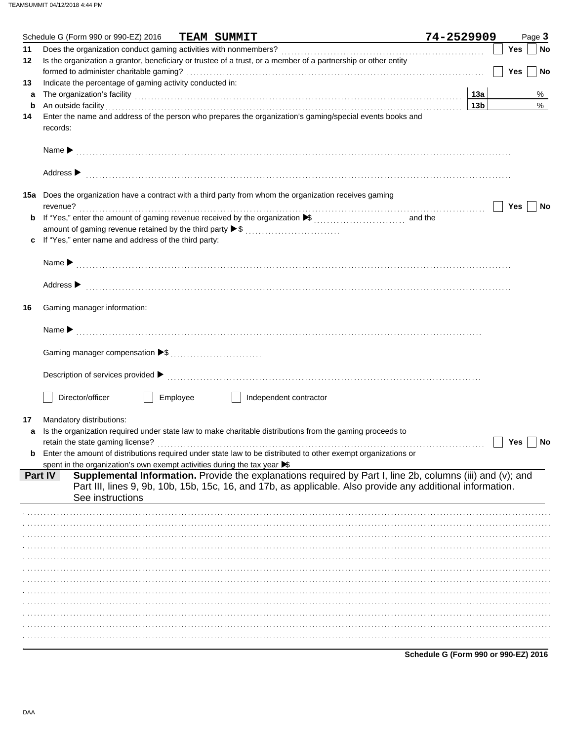Schedule G (Form 990 or 990-EZ) 2016 **TEAM SUMMIT** **74-2529909** Page **3**

**11** Does the organization conduct gaming activities with nonmembers? ☐ Yes ☐ No

**12** Is the organization a grantor, beneficiary or trustee of a trust, or a member of a partnership or other entity formed to administer charitable gaming? ☐ Yes ☐ No

**13** Indicate the percentage of gaming activity conducted in:

**a** The organization's facility **13a** %

**b** An outside facility **13b** %

**14** Enter the name and address of the person who prepares the organization's gaming/special events books and records:

Name ▶

Address ▶

**15a** Does the organization have a contract with a third party from whom the organization receives gaming revenue? ☐ Yes ☐ No

**b** If "Yes," enter the amount of gaming revenue received by the organization ▶$ and the amount of gaming revenue retained by the third party ▶$

**c** If "Yes," enter name and address of the third party:

Name ▶

Address ▶

**16** Gaming manager information:

Name ▶

Gaming manager compensation ▶$

Description of services provided ▶

☐ Director/officer ☐ Employee ☐ Independent contractor

**17** Mandatory distributions:

**a** Is the organization required under state law to make charitable distributions from the gaming proceeds to retain the state gaming license? ☐ Yes ☐ No

**b** Enter the amount of distributions required under state law to be distributed to other exempt organizations or spent in the organization's own exempt activities during the tax year ▶$

## Part IV Supplemental Information.

Provide the explanations required by Part I, line 2b, columns (iii) and (v); and Part III, lines 9, 9b, 10b, 15b, 15c, 16, and 17b, as applicable. Also provide any additional information. See instructions

**Schedule G (Form 990 or 990-EZ) 2016**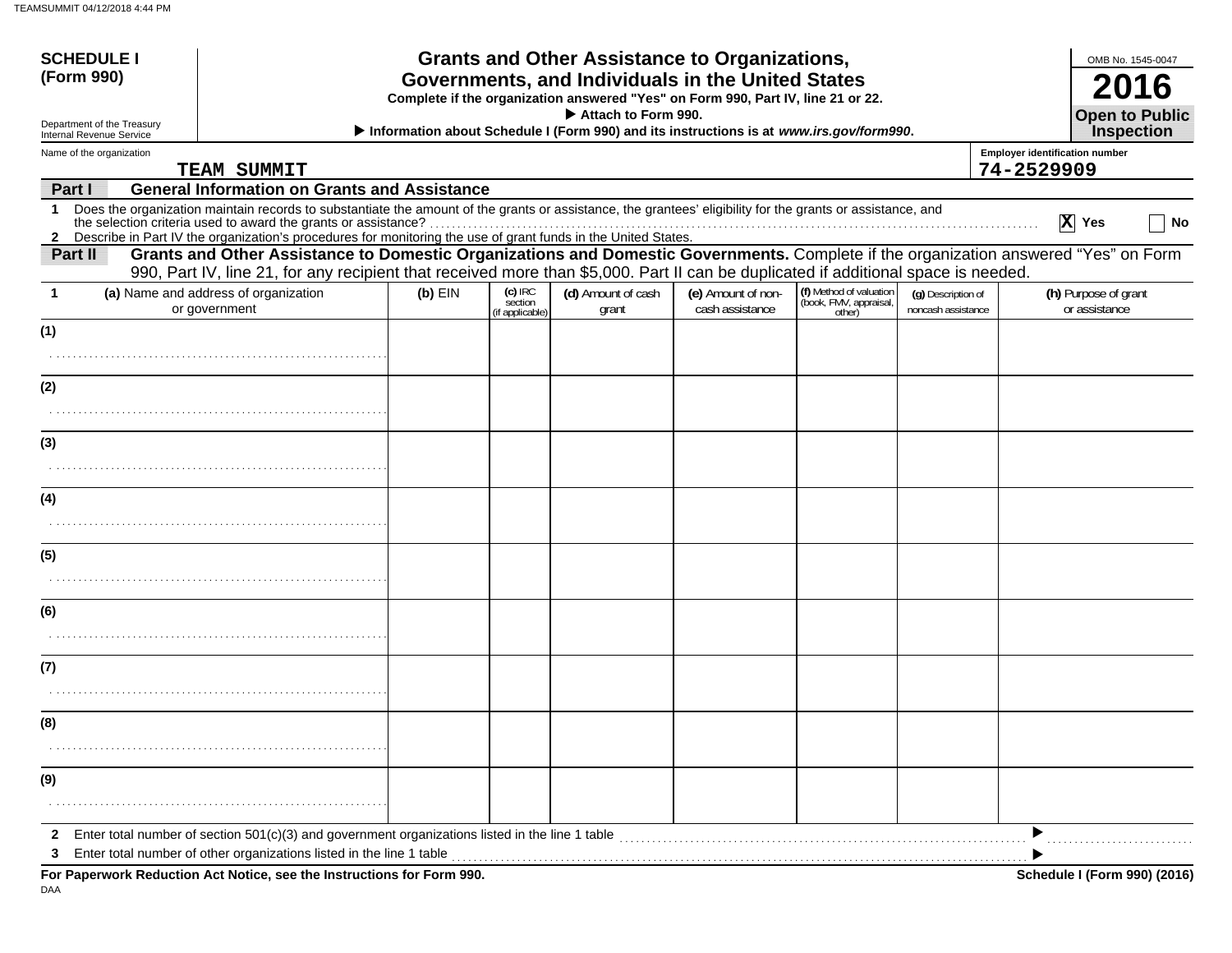**SCHEDULE I (Form 990)**

Department of the Treasury
Internal Revenue Service

# Grants and Other Assistance to Organizations, Governments, and Individuals in the United States

**Complete if the organization answered "Yes" on Form 990, Part IV, line 21 or 22.**

**▶ Attach to Form 990.**

**▶ Information about Schedule I (Form 990) and its instructions is at *www.irs.gov/form990*.**

OMB No. 1545-0047

**2016**

**Open to Public Inspection**

Name of the organization: TEAM SUMMIT

Employer identification number: 74-2529909

## Part I — General Information on Grants and Assistance

1 Does the organization maintain records to substantiate the amount of the grants or assistance, the grantees' eligibility for the grants or assistance, and the selection criteria used to award the grants or assistance? ..... [X] Yes [ ] No

2 Describe in Part IV the organization's procedures for monitoring the use of grant funds in the United States.

## Part II — Grants and Other Assistance to Domestic Organizations and Domestic Governments.

Complete if the organization answered "Yes" on Form 990, Part IV, line 21, for any recipient that received more than $5,000. Part II can be duplicated if additional space is needed.

| 1 | (a) Name and address of organization or government | (b) EIN | (c) IRC section (if applicable) | (d) Amount of cash grant | (e) Amount of non-cash assistance | (f) Method of valuation (book, FMV, appraisal, other) | (g) Description of noncash assistance | (h) Purpose of grant or assistance |
|---|---|---|---|---|---|---|---|---|
| (1) | | | | | | | | |
| (2) | | | | | | | | |
| (3) | | | | | | | | |
| (4) | | | | | | | | |
| (5) | | | | | | | | |
| (6) | | | | | | | | |
| (7) | | | | | | | | |
| (8) | | | | | | | | |
| (9) | | | | | | | | |

2 Enter total number of section 501(c)(3) and government organizations listed in the line 1 table ..... ▶

3 Enter total number of other organizations listed in the line 1 table ..... ▶

**For Paperwork Reduction Act Notice, see the Instructions for Form 990.**

**Schedule I (Form 990) (2016)**

DAA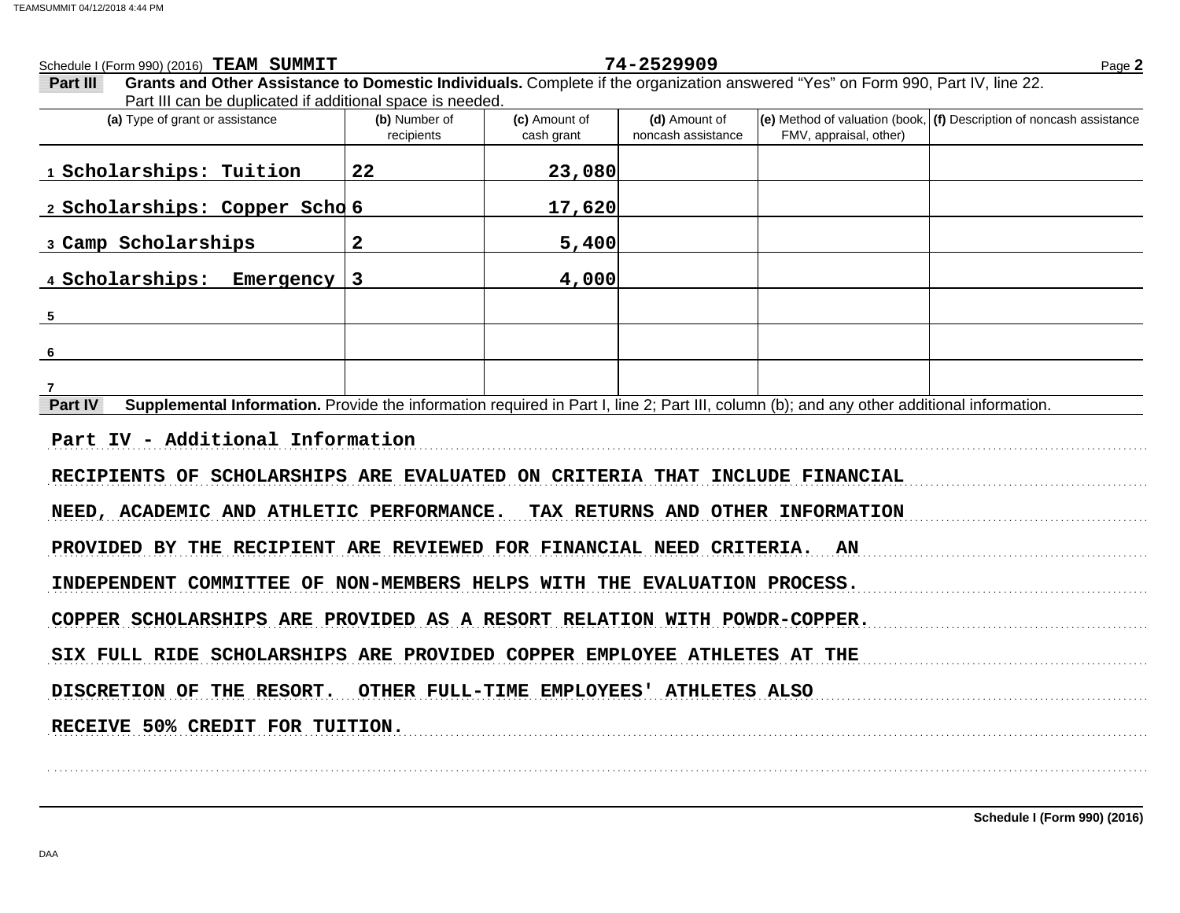Schedule I (Form 990) (2016) **TEAM SUMMIT** **74-2529909** Page **2**

**Part III** **Grants and Other Assistance to Domestic Individuals.** Complete if the organization answered "Yes" on Form 990, Part IV, line 22. Part III can be duplicated if additional space is needed.

| (a) Type of grant or assistance | (b) Number of recipients | (c) Amount of cash grant | (d) Amount of noncash assistance | (e) Method of valuation (book, FMV, appraisal, other) | (f) Description of noncash assistance |
|---|---|---|---|---|---|
| 1 Scholarships: Tuition | 22 | 23,080 | | | |
| 2 Scholarships: Copper Scho | 6 | 17,620 | | | |
| 3 Camp Scholarships | 2 | 5,400 | | | |
| 4 Scholarships: Emergency | 3 | 4,000 | | | |
| 5 | | | | | |
| 6 | | | | | |
| 7 | | | | | |

**Part IV** **Supplemental Information.** Provide the information required in Part I, line 2; Part III, column (b); and any other additional information.

Part IV - Additional Information

RECIPIENTS OF SCHOLARSHIPS ARE EVALUATED ON CRITERIA THAT INCLUDE FINANCIAL NEED, ACADEMIC AND ATHLETIC PERFORMANCE. TAX RETURNS AND OTHER INFORMATION PROVIDED BY THE RECIPIENT ARE REVIEWED FOR FINANCIAL NEED CRITERIA. AN INDEPENDENT COMMITTEE OF NON-MEMBERS HELPS WITH THE EVALUATION PROCESS.

COPPER SCHOLARSHIPS ARE PROVIDED AS A RESORT RELATION WITH POWDR-COPPER. SIX FULL RIDE SCHOLARSHIPS ARE PROVIDED COPPER EMPLOYEE ATHLETES AT THE DISCRETION OF THE RESORT. OTHER FULL-TIME EMPLOYEES' ATHLETES ALSO RECEIVE 50% CREDIT FOR TUITION.

**Schedule I (Form 990) (2016)**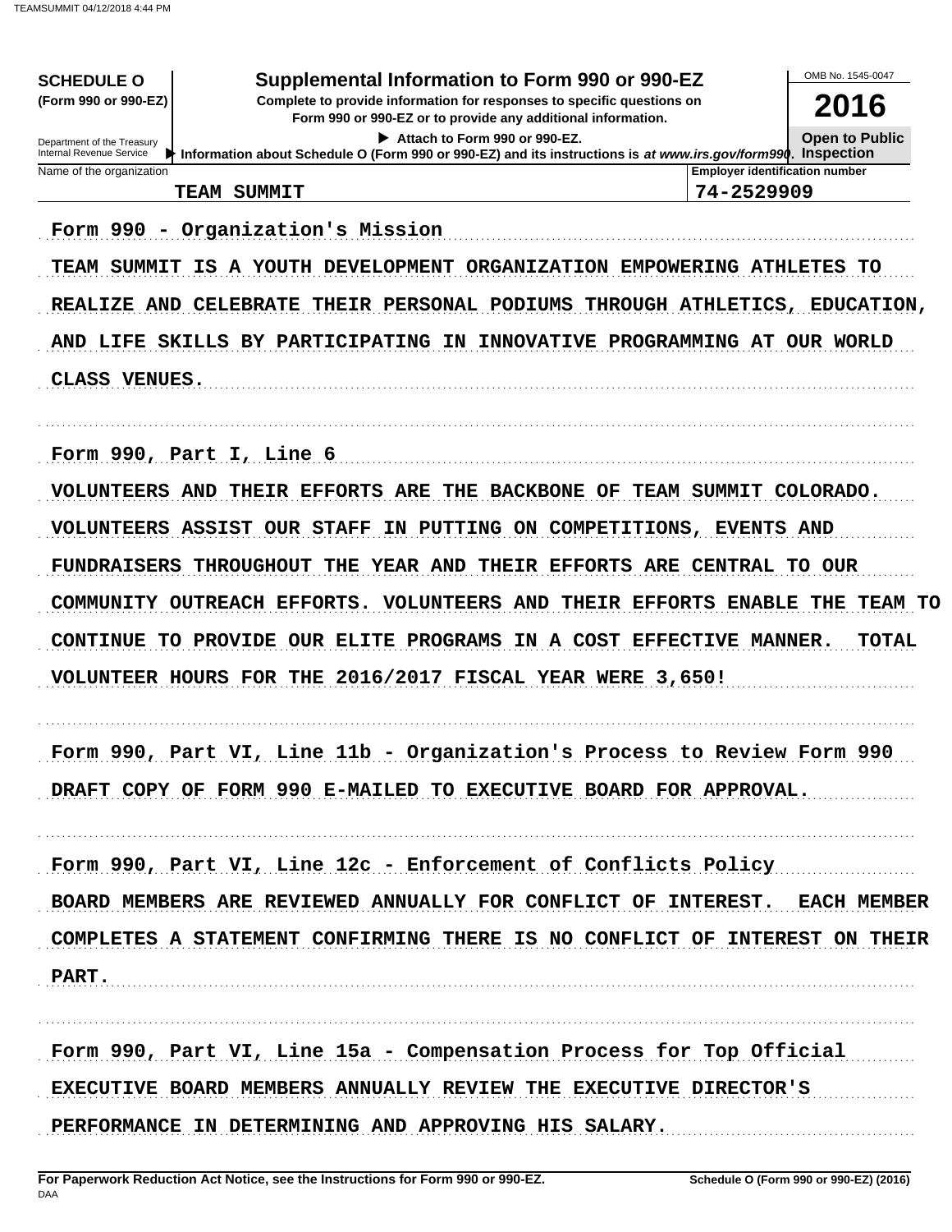**SCHEDULE O**
**(Form 990 or 990-EZ)**

Department of the Treasury
Internal Revenue Service

# Supplemental Information to Form 990 or 990-EZ

**Complete to provide information for responses to specific questions on Form 990 or 990-EZ or to provide any additional information.**

▶ Attach to Form 990 or 990-EZ.

▶ Information about Schedule O (Form 990 or 990-EZ) and its instructions is *at www.irs.gov/form990*.

OMB No. 1545-0047

**2016**

**Open to Public Inspection**

| Name of the organization | Employer identification number |
|---|---|
| TEAM SUMMIT | 74-2529909 |

Form 990 - Organization's Mission

TEAM SUMMIT IS A YOUTH DEVELOPMENT ORGANIZATION EMPOWERING ATHLETES TO REALIZE AND CELEBRATE THEIR PERSONAL PODIUMS THROUGH ATHLETICS, EDUCATION, AND LIFE SKILLS BY PARTICIPATING IN INNOVATIVE PROGRAMMING AT OUR WORLD CLASS VENUES.

Form 990, Part I, Line 6

VOLUNTEERS AND THEIR EFFORTS ARE THE BACKBONE OF TEAM SUMMIT COLORADO. VOLUNTEERS ASSIST OUR STAFF IN PUTTING ON COMPETITIONS, EVENTS AND FUNDRAISERS THROUGHOUT THE YEAR AND THEIR EFFORTS ARE CENTRAL TO OUR COMMUNITY OUTREACH EFFORTS. VOLUNTEERS AND THEIR EFFORTS ENABLE THE TEAM TO CONTINUE TO PROVIDE OUR ELITE PROGRAMS IN A COST EFFECTIVE MANNER. TOTAL VOLUNTEER HOURS FOR THE 2016/2017 FISCAL YEAR WERE 3,650!

Form 990, Part VI, Line 11b - Organization's Process to Review Form 990

DRAFT COPY OF FORM 990 E-MAILED TO EXECUTIVE BOARD FOR APPROVAL.

Form 990, Part VI, Line 12c - Enforcement of Conflicts Policy

BOARD MEMBERS ARE REVIEWED ANNUALLY FOR CONFLICT OF INTEREST. EACH MEMBER COMPLETES A STATEMENT CONFIRMING THERE IS NO CONFLICT OF INTEREST ON THEIR PART.

Form 990, Part VI, Line 15a - Compensation Process for Top Official

EXECUTIVE BOARD MEMBERS ANNUALLY REVIEW THE EXECUTIVE DIRECTOR'S PERFORMANCE IN DETERMINING AND APPROVING HIS SALARY.

**For Paperwork Reduction Act Notice, see the Instructions for Form 990 or 990-EZ.** **Schedule O (Form 990 or 990-EZ) (2016)**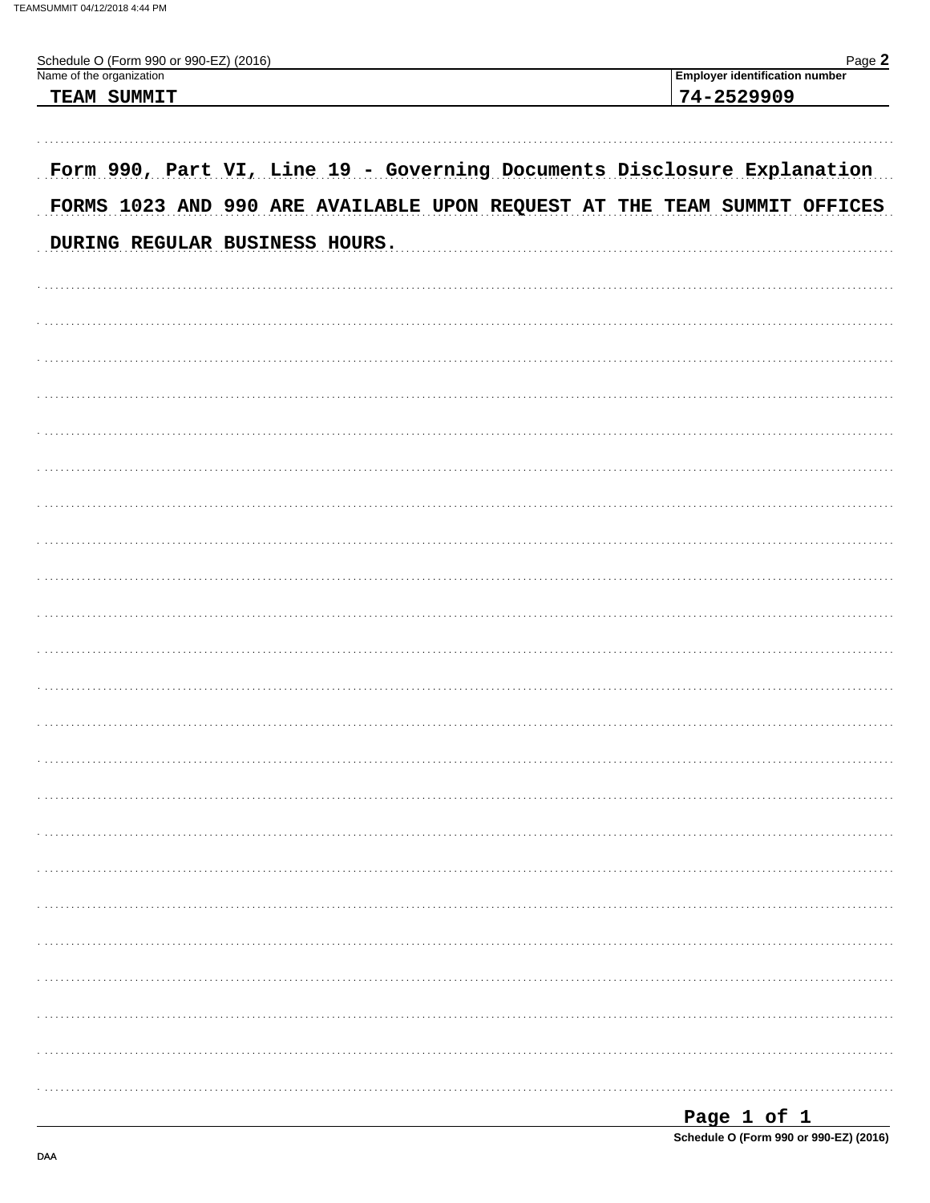Schedule O (Form 990 or 990-EZ) (2016)

| Name of the organization | Employer identification number |
| --- | --- |
| TEAM SUMMIT | 74-2529909 |

Form 990, Part VI, Line 19 - Governing Documents Disclosure Explanation

FORMS 1023 AND 990 ARE AVAILABLE UPON REQUEST AT THE TEAM SUMMIT OFFICES DURING REGULAR BUSINESS HOURS.

Schedule O (Form 990 or 990-EZ) (2016)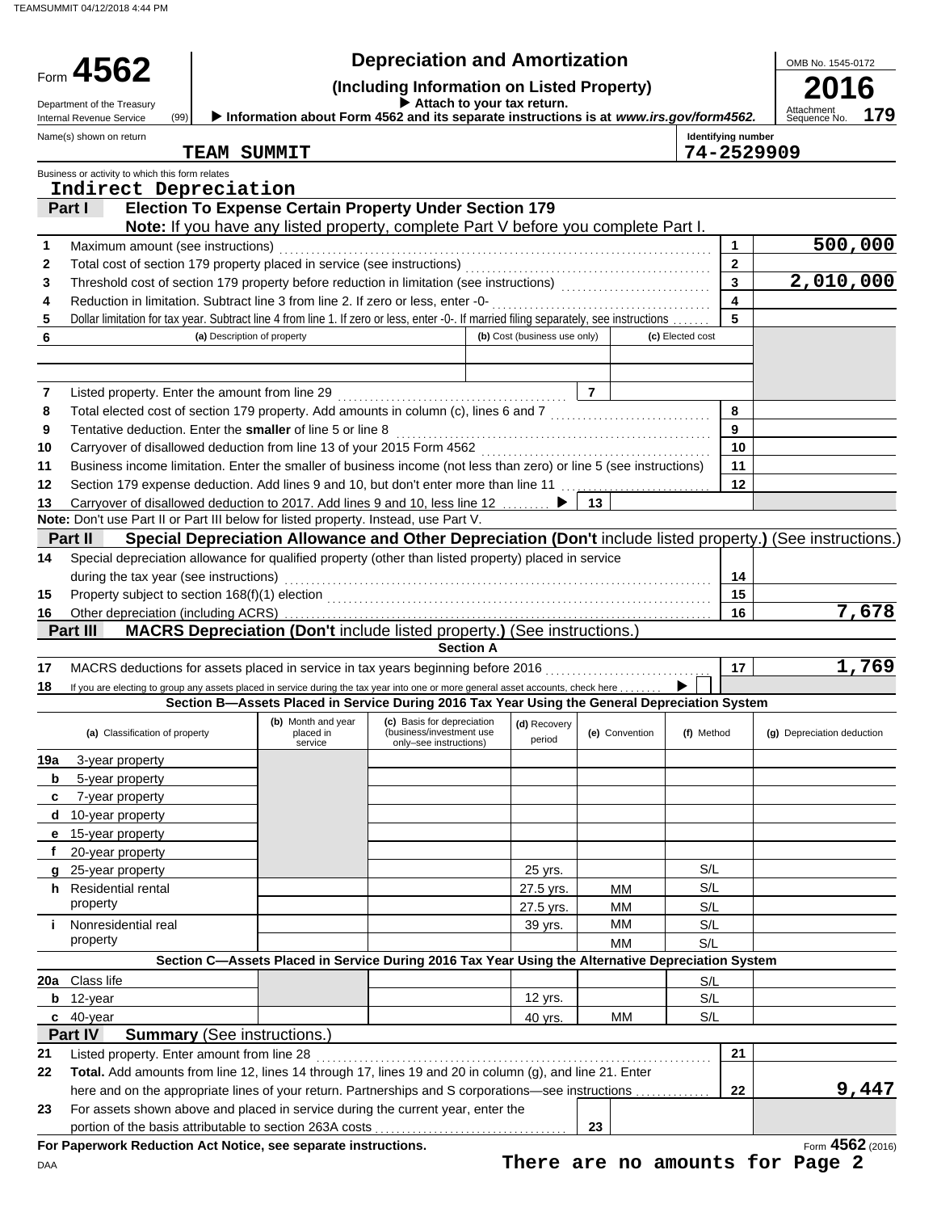TEAMSUMMIT 04/12/2018 4:44 PM

# Form 4562 — Depreciation and Amortization (Including Information on Listed Property)

Department of the Treasury
Internal Revenue Service (99)

▶ Attach to your tax return.
▶ Information about Form 4562 and its separate instructions is at *www.irs.gov/form4562.*

OMB No. 1545-0172
**2016**
Attachment Sequence No. **179**

Name(s) shown on return: **TEAM SUMMIT**
Identifying number: **74-2529909**

Business or activity to which this form relates: **Indirect Depreciation**

## Part I — Election To Expense Certain Property Under Section 179

**Note:** If you have any listed property, complete Part V before you complete Part I.

| Line | Description | | Amount |
|---|---|---|---|
| 1 | Maximum amount (see instructions) | 1 | 500,000 |
| 2 | Total cost of section 179 property placed in service (see instructions) | 2 | |
| 3 | Threshold cost of section 179 property before reduction in limitation (see instructions) | 3 | 2,010,000 |
| 4 | Reduction in limitation. Subtract line 3 from line 2. If zero or less, enter -0- | 4 | |
| 5 | Dollar limitation for tax year. Subtract line 4 from line 1. If zero or less, enter -0-. If married filing separately, see instructions | 5 | |

| 6 | (a) Description of property | (b) Cost (business use only) | (c) Elected cost |
|---|---|---|---|
| | | | |
| | | | |

| Line | Description | | Amount |
|---|---|---|---|
| 7 | Listed property. Enter the amount from line 29 | 7 | |
| 8 | Total elected cost of section 179 property. Add amounts in column (c), lines 6 and 7 | 8 | |
| 9 | Tentative deduction. Enter the **smaller** of line 5 or line 8 | 9 | |
| 10 | Carryover of disallowed deduction from line 13 of your 2015 Form 4562 | 10 | |
| 11 | Business income limitation. Enter the smaller of business income (not less than zero) or line 5 (see instructions) | 11 | |
| 12 | Section 179 expense deduction. Add lines 9 and 10, but don't enter more than line 11 | 12 | |
| 13 | Carryover of disallowed deduction to 2017. Add lines 9 and 10, less line 12 ▶ | 13 | |

**Note:** Don't use Part II or Part III below for listed property. Instead, use Part V.

## Part II — Special Depreciation Allowance and Other Depreciation (Don't include listed property.) (See instructions.)

| Line | Description | | Amount |
|---|---|---|---|
| 14 | Special depreciation allowance for qualified property (other than listed property) placed in service during the tax year (see instructions) | 14 | |
| 15 | Property subject to section 168(f)(1) election | 15 | |
| 16 | Other depreciation (including ACRS) | 16 | 7,678 |

## Part III — MACRS Depreciation (Don't include listed property.) (See instructions.)

### Section A

| Line | Description | | Amount |
|---|---|---|---|
| 17 | MACRS deductions for assets placed in service in tax years beginning before 2016 | 17 | 1,769 |
| 18 | If you are electing to group any assets placed in service during the tax year into one or more general asset accounts, check here ▶ ☐ | | |

### Section B—Assets Placed in Service During 2016 Tax Year Using the General Depreciation System

| (a) Classification of property | (b) Month and year placed in service | (c) Basis for depreciation (business/investment use only–see instructions) | (d) Recovery period | (e) Convention | (f) Method | (g) Depreciation deduction |
|---|---|---|---|---|---|---|
| 19a 3-year property | | | | | | |
| b 5-year property | | | | | | |
| c 7-year property | | | | | | |
| d 10-year property | | | | | | |
| e 15-year property | | | | | | |
| f 20-year property | | | | | | |
| g 25-year property | | | 25 yrs. | | S/L | |
| h Residential rental property | | | 27.5 yrs. | MM | S/L | |
| | | | 27.5 yrs. | MM | S/L | |
| i Nonresidential real property | | | 39 yrs. | MM | S/L | |
| | | | | MM | S/L | |

### Section C—Assets Placed in Service During 2016 Tax Year Using the Alternative Depreciation System

| (a) Classification of property | (b) Month and year placed in service | (c) Basis for depreciation | (d) Recovery period | (e) Convention | (f) Method | (g) Depreciation deduction |
|---|---|---|---|---|---|---|
| 20a Class life | | | | | S/L | |
| b 12-year | | | 12 yrs. | | S/L | |
| c 40-year | | | 40 yrs. | MM | S/L | |

## Part IV — Summary (See instructions.)

| Line | Description | | Amount |
|---|---|---|---|
| 21 | Listed property. Enter amount from line 28 | 21 | |
| 22 | **Total.** Add amounts from line 12, lines 14 through 17, lines 19 and 20 in column (g), and line 21. Enter here and on the appropriate lines of your return. Partnerships and S corporations—see instructions | 22 | 9,447 |
| 23 | For assets shown above and placed in service during the current year, enter the portion of the basis attributable to section 263A costs | 23 | |

**For Paperwork Reduction Act Notice, see separate instructions.**

DAA

Form **4562** (2016)

**There are no amounts for Page 2**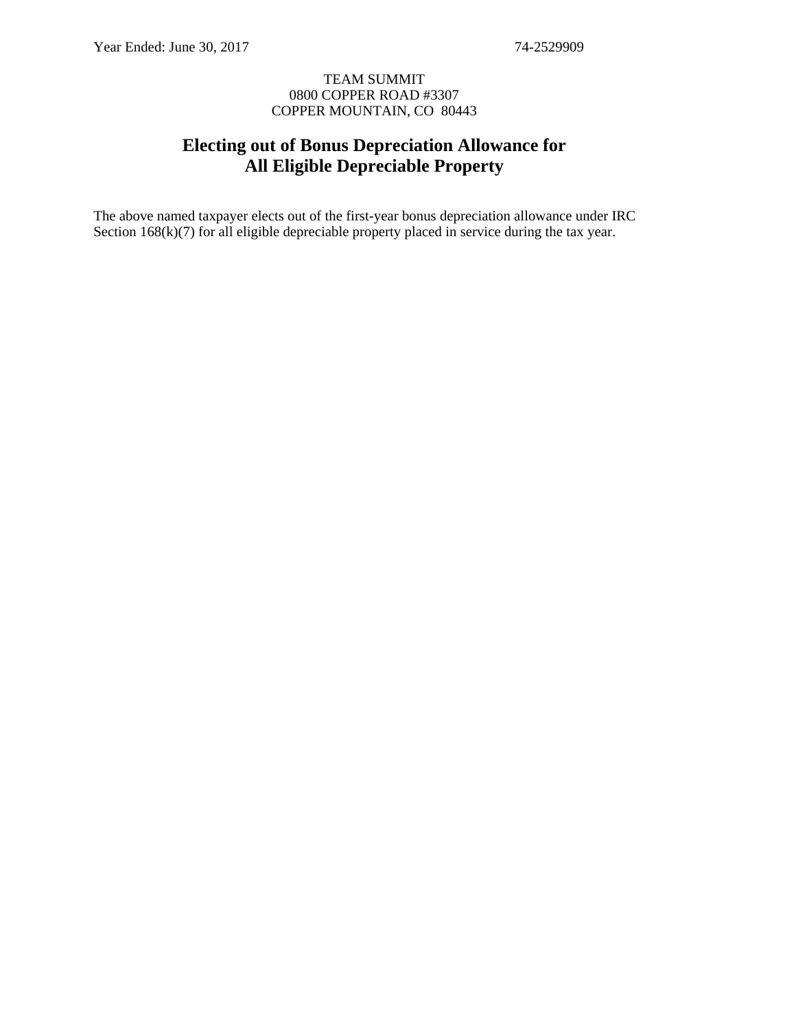Year Ended: June 30, 2017 74-2529909

TEAM SUMMIT
0800 COPPER ROAD #3307
COPPER MOUNTAIN, CO 80443

# Electing out of Bonus Depreciation Allowance for All Eligible Depreciable Property

The above named taxpayer elects out of the first-year bonus depreciation allowance under IRC Section 168(k)(7) for all eligible depreciable property placed in service during the tax year.